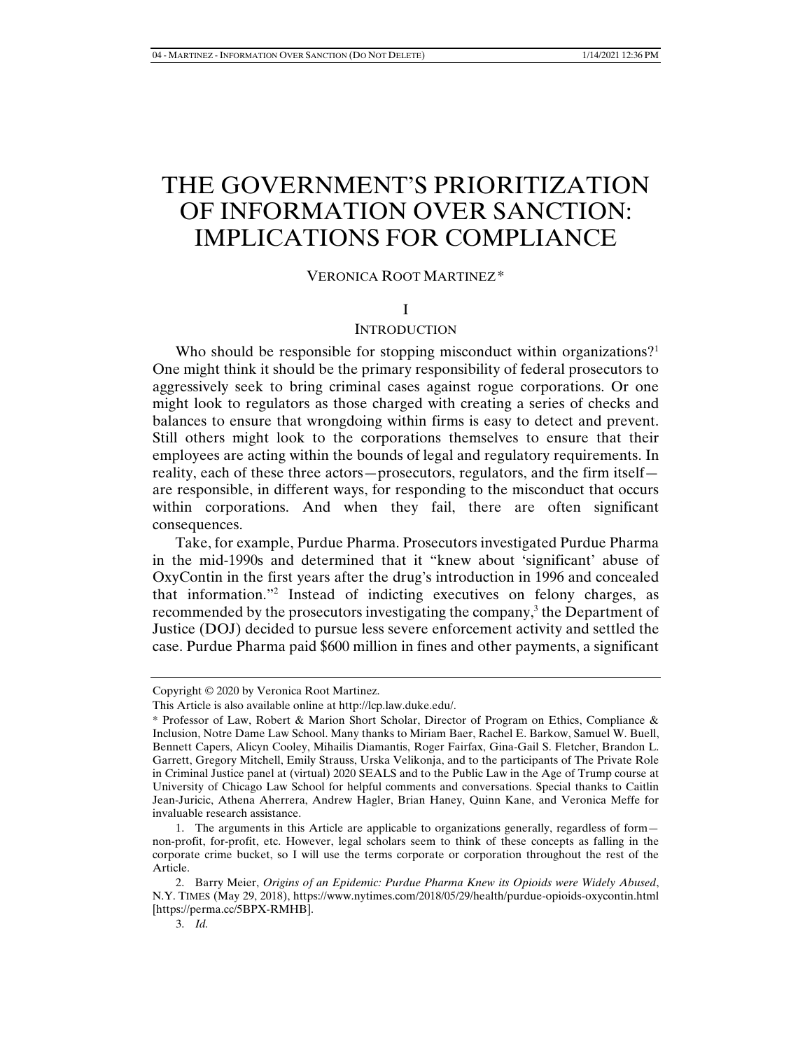# THE GOVERNMENT'S PRIORITIZATION OF INFORMATION OVER SANCTION: IMPLICATIONS FOR COMPLIANCE

VERONICA ROOT MARTINEZ*

## I

## INTRODUCTION

Who should be responsible for stopping misconduct within organizations?[1] One might think it should be the primary responsibility of federal prosecutors to aggressively seek to bring criminal cases against rogue corporations. Or one might look to regulators as those charged with creating a series of checks and balances to ensure that wrongdoing within firms is easy to detect and prevent. Still others might look to the corporations themselves to ensure that their employees are acting within the bounds of legal and regulatory requirements. In reality, each of these three actors—prosecutors, regulators, and the firm itself—are responsible, in different ways, for responding to the misconduct that occurs within corporations. And when they fail, there are often significant consequences.

Take, for example, Purdue Pharma. Prosecutors investigated Purdue Pharma in the mid-1990s and determined that it "knew about 'significant' abuse of OxyContin in the first years after the drug's introduction in 1996 and concealed that information."[2] Instead of indicting executives on felony charges, as recommended by the prosecutors investigating the company,[3] the Department of Justice (DOJ) decided to pursue less severe enforcement activity and settled the case. Purdue Pharma paid $600 million in fines and other payments, a significant

---

Copyright © 2020 by Veronica Root Martinez.

This Article is also available online at http://lcp.law.duke.edu/.

\* Professor of Law, Robert & Marion Short Scholar, Director of Program on Ethics, Compliance & Inclusion, Notre Dame Law School. Many thanks to Miriam Baer, Rachel E. Barkow, Samuel W. Buell, Bennett Capers, Alicyn Cooley, Mihailis Diamantis, Roger Fairfax, Gina-Gail S. Fletcher, Brandon L. Garrett, Gregory Mitchell, Emily Strauss, Urska Velikonja, and to the participants of The Private Role in Criminal Justice panel at (virtual) 2020 SEALS and to the Public Law in the Age of Trump course at University of Chicago Law School for helpful comments and conversations. Special thanks to Caitlin Jean-Juricic, Athena Aherrera, Andrew Hagler, Brian Haney, Quinn Kane, and Veronica Meffe for invaluable research assistance.

1. The arguments in this Article are applicable to organizations generally, regardless of form—non-profit, for-profit, etc. However, legal scholars seem to think of these concepts as falling in the corporate crime bucket, so I will use the terms corporate or corporation throughout the rest of the Article.

2. Barry Meier, *Origins of an Epidemic: Purdue Pharma Knew its Opioids were Widely Abused*, N.Y. TIMES (May 29, 2018), https://www.nytimes.com/2018/05/29/health/purdue-opioids-oxycontin.html [https://perma.cc/5BPX-RMHB].

3. *Id.*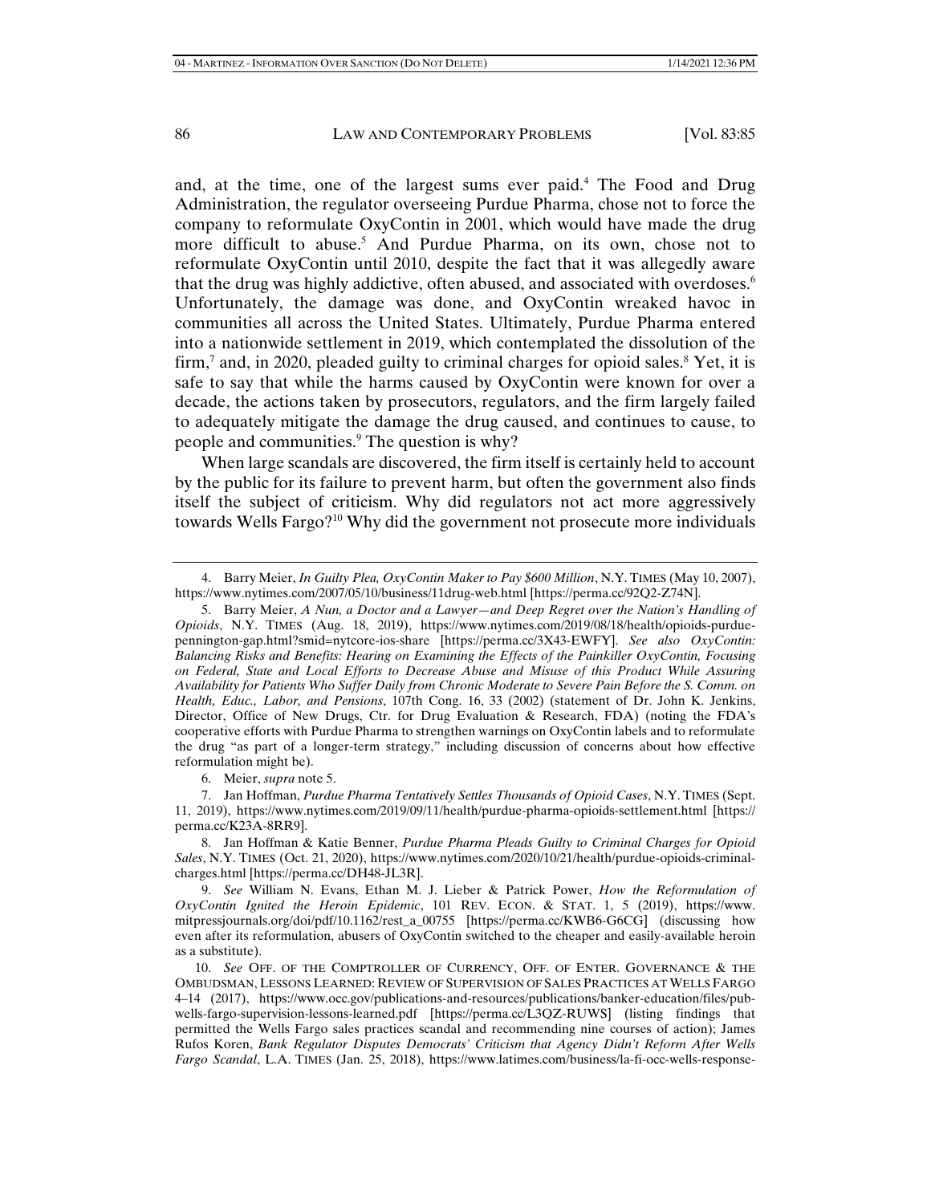and, at the time, one of the largest sums ever paid.[4] The Food and Drug Administration, the regulator overseeing Purdue Pharma, chose not to force the company to reformulate OxyContin in 2001, which would have made the drug more difficult to abuse.[5] And Purdue Pharma, on its own, chose not to reformulate OxyContin until 2010, despite the fact that it was allegedly aware that the drug was highly addictive, often abused, and associated with overdoses.[6] Unfortunately, the damage was done, and OxyContin wreaked havoc in communities all across the United States. Ultimately, Purdue Pharma entered into a nationwide settlement in 2019, which contemplated the dissolution of the firm,[7] and, in 2020, pleaded guilty to criminal charges for opioid sales.[8] Yet, it is safe to say that while the harms caused by OxyContin were known for over a decade, the actions taken by prosecutors, regulators, and the firm largely failed to adequately mitigate the damage the drug caused, and continues to cause, to people and communities.[9] The question is why?

When large scandals are discovered, the firm itself is certainly held to account by the public for its failure to prevent harm, but often the government also finds itself the subject of criticism. Why did regulators not act more aggressively towards Wells Fargo?[10] Why did the government not prosecute more individuals

---

4. Barry Meier, *In Guilty Plea, OxyContin Maker to Pay $600 Million*, N.Y. TIMES (May 10, 2007), https://www.nytimes.com/2007/05/10/business/11drug-web.html [https://perma.cc/92Q2-Z74N].

5. Barry Meier, *A Nun, a Doctor and a Lawyer—and Deep Regret over the Nation's Handling of Opioids*, N.Y. TIMES (Aug. 18, 2019), https://www.nytimes.com/2019/08/18/health/opioids-purdue-pennington-gap.html?smid=nytcore-ios-share [https://perma.cc/3X43-EWFY]. *See also OxyContin: Balancing Risks and Benefits: Hearing on Examining the Effects of the Painkiller OxyContin, Focusing on Federal, State and Local Efforts to Decrease Abuse and Misuse of this Product While Assuring Availability for Patients Who Suffer Daily from Chronic Moderate to Severe Pain Before the S. Comm. on Health, Educ., Labor, and Pensions*, 107th Cong. 16, 33 (2002) (statement of Dr. John K. Jenkins, Director, Office of New Drugs, Ctr. for Drug Evaluation & Research, FDA) (noting the FDA's cooperative efforts with Purdue Pharma to strengthen warnings on OxyContin labels and to reformulate the drug "as part of a longer-term strategy," including discussion of concerns about how effective reformulation might be).

6. Meier, *supra* note 5.

7. Jan Hoffman, *Purdue Pharma Tentatively Settles Thousands of Opioid Cases*, N.Y. TIMES (Sept. 11, 2019), https://www.nytimes.com/2019/09/11/health/purdue-pharma-opioids-settlement.html [https://perma.cc/K23A-8RR9].

8. Jan Hoffman & Katie Benner, *Purdue Pharma Pleads Guilty to Criminal Charges for Opioid Sales*, N.Y. TIMES (Oct. 21, 2020), https://www.nytimes.com/2020/10/21/health/purdue-opioids-criminal-charges.html [https://perma.cc/DH48-JL3R].

9. *See* William N. Evans, Ethan M. J. Lieber & Patrick Power, *How the Reformulation of OxyContin Ignited the Heroin Epidemic*, 101 REV. ECON. & STAT. 1, 5 (2019), https://www.mitpressjournals.org/doi/pdf/10.1162/rest_a_00755 [https://perma.cc/KWB6-G6CG] (discussing how even after its reformulation, abusers of OxyContin switched to the cheaper and easily-available heroin as a substitute).

10. *See* OFF. OF THE COMPTROLLER OF CURRENCY, OFF. OF ENTER. GOVERNANCE & THE OMBUDSMAN, LESSONS LEARNED: REVIEW OF SUPERVISION OF SALES PRACTICES AT WELLS FARGO 4–14 (2017), https://www.occ.gov/publications-and-resources/publications/banker-education/files/pub-wells-fargo-supervision-lessons-learned.pdf [https://perma.cc/L3QZ-RUWS] (listing findings that permitted the Wells Fargo sales practices scandal and recommending nine courses of action); James Rufos Koren, *Bank Regulator Disputes Democrats' Criticism that Agency Didn't Reform After Wells Fargo Scandal*, L.A. TIMES (Jan. 25, 2018), https://www.latimes.com/business/la-fi-occ-wells-response-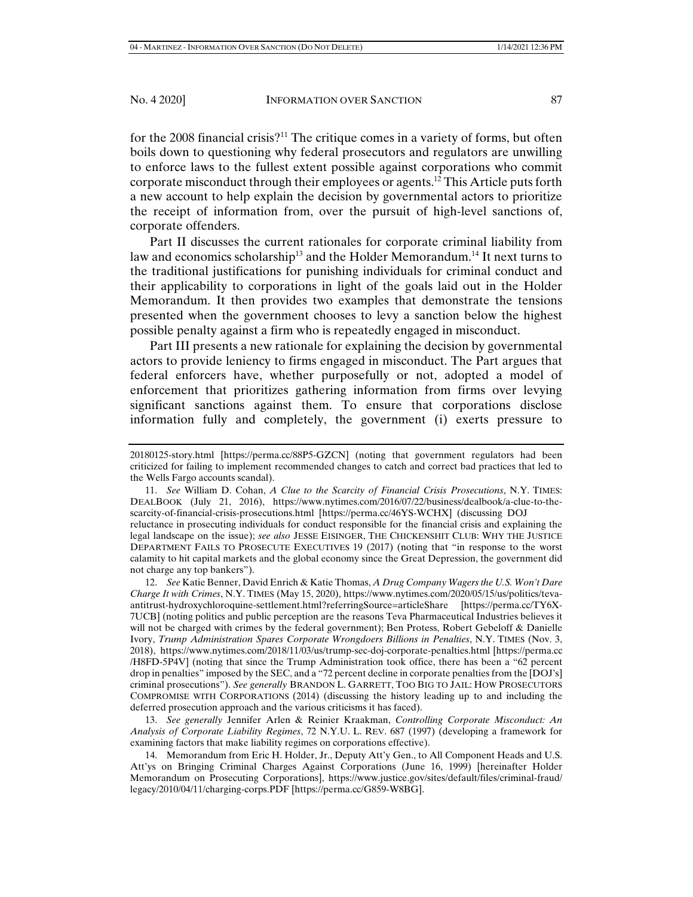for the 2008 financial crisis?[11] The critique comes in a variety of forms, but often boils down to questioning why federal prosecutors and regulators are unwilling to enforce laws to the fullest extent possible against corporations who commit corporate misconduct through their employees or agents.[12] This Article puts forth a new account to help explain the decision by governmental actors to prioritize the receipt of information from, over the pursuit of high-level sanctions of, corporate offenders.

Part II discusses the current rationales for corporate criminal liability from law and economics scholarship[13] and the Holder Memorandum.[14] It next turns to the traditional justifications for punishing individuals for criminal conduct and their applicability to corporations in light of the goals laid out in the Holder Memorandum. It then provides two examples that demonstrate the tensions presented when the government chooses to levy a sanction below the highest possible penalty against a firm who is repeatedly engaged in misconduct.

Part III presents a new rationale for explaining the decision by governmental actors to provide leniency to firms engaged in misconduct. The Part argues that federal enforcers have, whether purposefully or not, adopted a model of enforcement that prioritizes gathering information from firms over levying significant sanctions against them. To ensure that corporations disclose information fully and completely, the government (i) exerts pressure to

---

20180125-story.html [https://perma.cc/88P5-GZCN] (noting that government regulators had been criticized for failing to implement recommended changes to catch and correct bad practices that led to the Wells Fargo accounts scandal).

11. *See* William D. Cohan, *A Clue to the Scarcity of Financial Crisis Prosecutions*, N.Y. TIMES: DEALBOOK (July 21, 2016), https://www.nytimes.com/2016/07/22/business/dealbook/a-clue-to-the-scarcity-of-financial-crisis-prosecutions.html [https://perma.cc/46YS-WCHX] (discussing DOJ reluctance in prosecuting individuals for conduct responsible for the financial crisis and explaining the legal landscape on the issue); *see also* JESSE EISINGER, THE CHICKENSHIT CLUB: WHY THE JUSTICE DEPARTMENT FAILS TO PROSECUTE EXECUTIVES 19 (2017) (noting that "in response to the worst calamity to hit capital markets and the global economy since the Great Depression, the government did not charge any top bankers").

12. *See* Katie Benner, David Enrich & Katie Thomas, *A Drug Company Wagers the U.S. Won't Dare Charge It with Crimes*, N.Y. TIMES (May 15, 2020), https://www.nytimes.com/2020/05/15/us/politics/teva-antitrust-hydroxychloroquine-settlement.html?referringSource=articleShare [https://perma.cc/TY6X-7UCB] (noting politics and public perception are the reasons Teva Pharmaceutical Industries believes it will not be charged with crimes by the federal government); Ben Protess, Robert Gebeloff & Danielle Ivory, *Trump Administration Spares Corporate Wrongdoers Billions in Penalties*, N.Y. TIMES (Nov. 3, 2018), https://www.nytimes.com/2018/11/03/us/trump-sec-doj-corporate-penalties.html [https://perma.cc/H8FD-5P4V] (noting that since the Trump Administration took office, there has been a "62 percent drop in penalties" imposed by the SEC, and a "72 percent decline in corporate penalties from the [DOJ's] criminal prosecutions"). *See generally* BRANDON L. GARRETT, TOO BIG TO JAIL: HOW PROSECUTORS COMPROMISE WITH CORPORATIONS (2014) (discussing the history leading up to and including the deferred prosecution approach and the various criticisms it has faced).

13. *See generally* Jennifer Arlen & Reinier Kraakman, *Controlling Corporate Misconduct: An Analysis of Corporate Liability Regimes*, 72 N.Y.U. L. REV. 687 (1997) (developing a framework for examining factors that make liability regimes on corporations effective).

14. Memorandum from Eric H. Holder, Jr., Deputy Att'y Gen., to All Component Heads and U.S. Att'ys on Bringing Criminal Charges Against Corporations (June 16, 1999) [hereinafter Holder Memorandum on Prosecuting Corporations], https://www.justice.gov/sites/default/files/criminal-fraud/legacy/2010/04/11/charging-corps.PDF [https://perma.cc/G859-W8BG].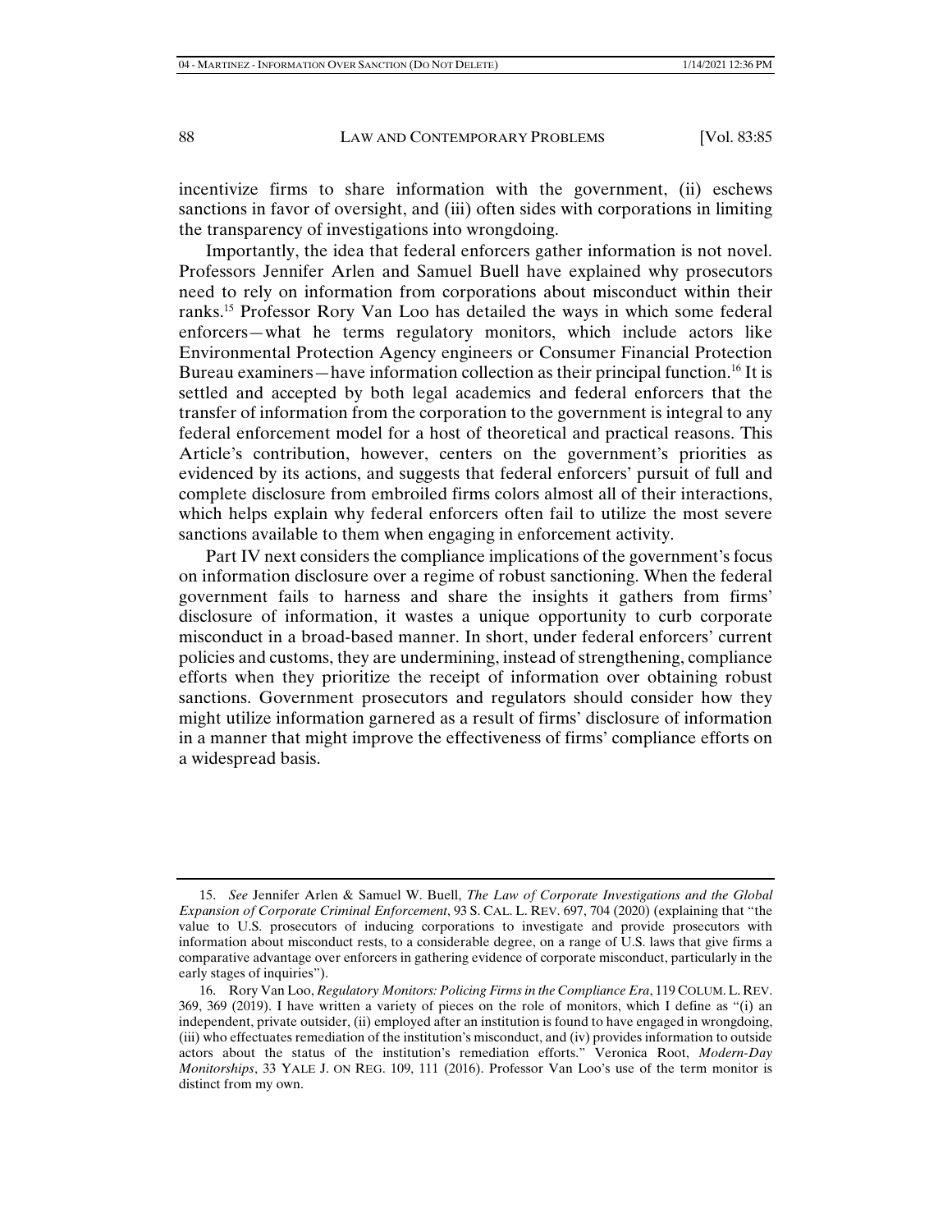incentivize firms to share information with the government, (ii) eschews sanctions in favor of oversight, and (iii) often sides with corporations in limiting the transparency of investigations into wrongdoing.

Importantly, the idea that federal enforcers gather information is not novel. Professors Jennifer Arlen and Samuel Buell have explained why prosecutors need to rely on information from corporations about misconduct within their ranks.[15] Professor Rory Van Loo has detailed the ways in which some federal enforcers—what he terms regulatory monitors, which include actors like Environmental Protection Agency engineers or Consumer Financial Protection Bureau examiners—have information collection as their principal function.[16] It is settled and accepted by both legal academics and federal enforcers that the transfer of information from the corporation to the government is integral to any federal enforcement model for a host of theoretical and practical reasons. This Article's contribution, however, centers on the government's priorities as evidenced by its actions, and suggests that federal enforcers' pursuit of full and complete disclosure from embroiled firms colors almost all of their interactions, which helps explain why federal enforcers often fail to utilize the most severe sanctions available to them when engaging in enforcement activity.

Part IV next considers the compliance implications of the government's focus on information disclosure over a regime of robust sanctioning. When the federal government fails to harness and share the insights it gathers from firms' disclosure of information, it wastes a unique opportunity to curb corporate misconduct in a broad-based manner. In short, under federal enforcers' current policies and customs, they are undermining, instead of strengthening, compliance efforts when they prioritize the receipt of information over obtaining robust sanctions. Government prosecutors and regulators should consider how they might utilize information garnered as a result of firms' disclosure of information in a manner that might improve the effectiveness of firms' compliance efforts on a widespread basis.

---

15. *See* Jennifer Arlen & Samuel W. Buell, *The Law of Corporate Investigations and the Global Expansion of Corporate Criminal Enforcement*, 93 S. CAL. L. REV. 697, 704 (2020) (explaining that "the value to U.S. prosecutors of inducing corporations to investigate and provide prosecutors with information about misconduct rests, to a considerable degree, on a range of U.S. laws that give firms a comparative advantage over enforcers in gathering evidence of corporate misconduct, particularly in the early stages of inquiries").

16. Rory Van Loo, *Regulatory Monitors: Policing Firms in the Compliance Era*, 119 COLUM. L. REV. 369, 369 (2019). I have written a variety of pieces on the role of monitors, which I define as "(i) an independent, private outsider, (ii) employed after an institution is found to have engaged in wrongdoing, (iii) who effectuates remediation of the institution's misconduct, and (iv) provides information to outside actors about the status of the institution's remediation efforts." Veronica Root, *Modern-Day Monitorships*, 33 YALE J. ON REG. 109, 111 (2016). Professor Van Loo's use of the term monitor is distinct from my own.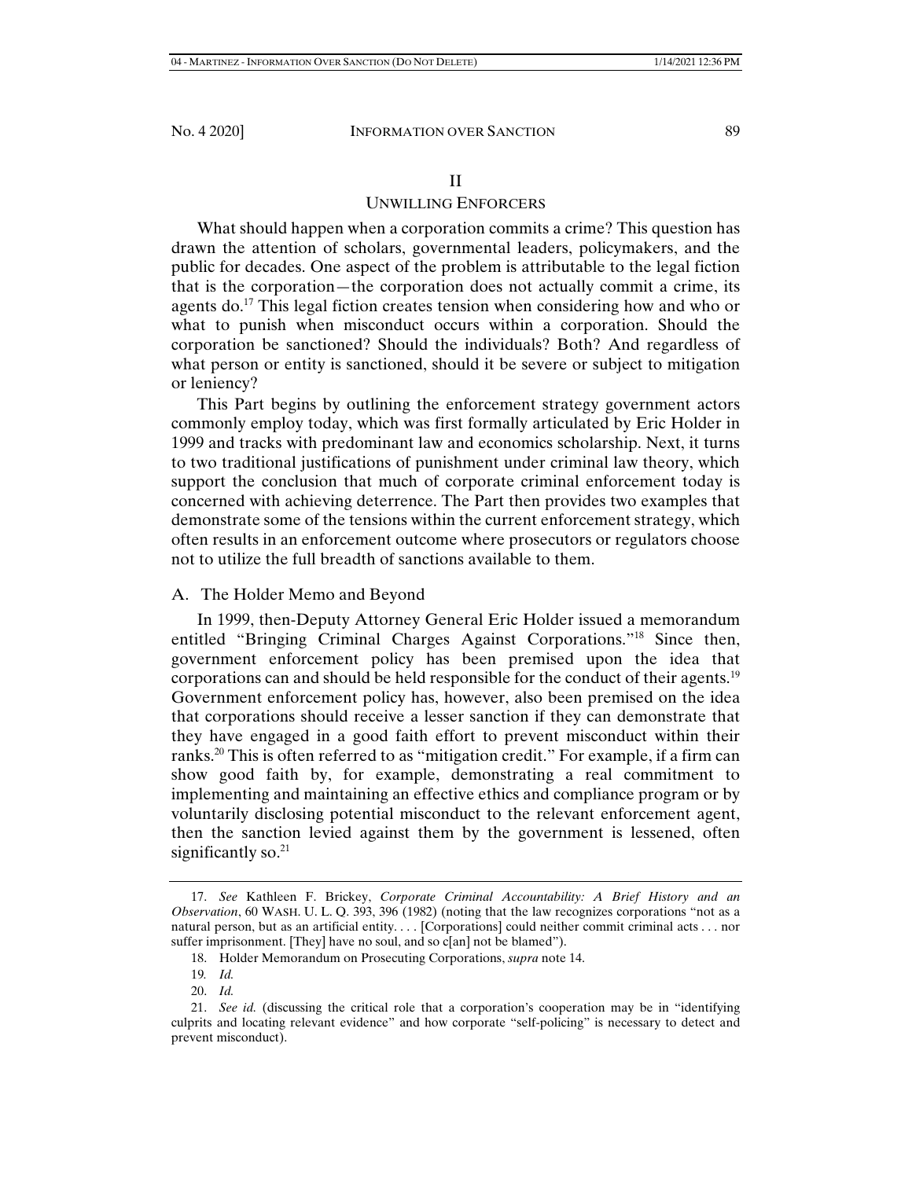# II

# UNWILLING ENFORCERS

What should happen when a corporation commits a crime? This question has drawn the attention of scholars, governmental leaders, policymakers, and the public for decades. One aspect of the problem is attributable to the legal fiction that is the corporation—the corporation does not actually commit a crime, its agents do.[17] This legal fiction creates tension when considering how and who or what to punish when misconduct occurs within a corporation. Should the corporation be sanctioned? Should the individuals? Both? And regardless of what person or entity is sanctioned, should it be severe or subject to mitigation or leniency?

This Part begins by outlining the enforcement strategy government actors commonly employ today, which was first formally articulated by Eric Holder in 1999 and tracks with predominant law and economics scholarship. Next, it turns to two traditional justifications of punishment under criminal law theory, which support the conclusion that much of corporate criminal enforcement today is concerned with achieving deterrence. The Part then provides two examples that demonstrate some of the tensions within the current enforcement strategy, which often results in an enforcement outcome where prosecutors or regulators choose not to utilize the full breadth of sanctions available to them.

## A. The Holder Memo and Beyond

In 1999, then-Deputy Attorney General Eric Holder issued a memorandum entitled "Bringing Criminal Charges Against Corporations."[18] Since then, government enforcement policy has been premised upon the idea that corporations can and should be held responsible for the conduct of their agents.[19] Government enforcement policy has, however, also been premised on the idea that corporations should receive a lesser sanction if they can demonstrate that they have engaged in a good faith effort to prevent misconduct within their ranks.[20] This is often referred to as "mitigation credit." For example, if a firm can show good faith by, for example, demonstrating a real commitment to implementing and maintaining an effective ethics and compliance program or by voluntarily disclosing potential misconduct to the relevant enforcement agent, then the sanction levied against them by the government is lessened, often significantly so.[21]

---

17. *See* Kathleen F. Brickey, *Corporate Criminal Accountability: A Brief History and an Observation*, 60 WASH. U. L. Q. 393, 396 (1982) (noting that the law recognizes corporations "not as a natural person, but as an artificial entity. . . . [Corporations] could neither commit criminal acts . . . nor suffer imprisonment. [They] have no soul, and so c[an] not be blamed").

18. Holder Memorandum on Prosecuting Corporations, *supra* note 14.

19. *Id.*

20. *Id.*

21. *See id.* (discussing the critical role that a corporation's cooperation may be in "identifying culprits and locating relevant evidence" and how corporate "self-policing" is necessary to detect and prevent misconduct).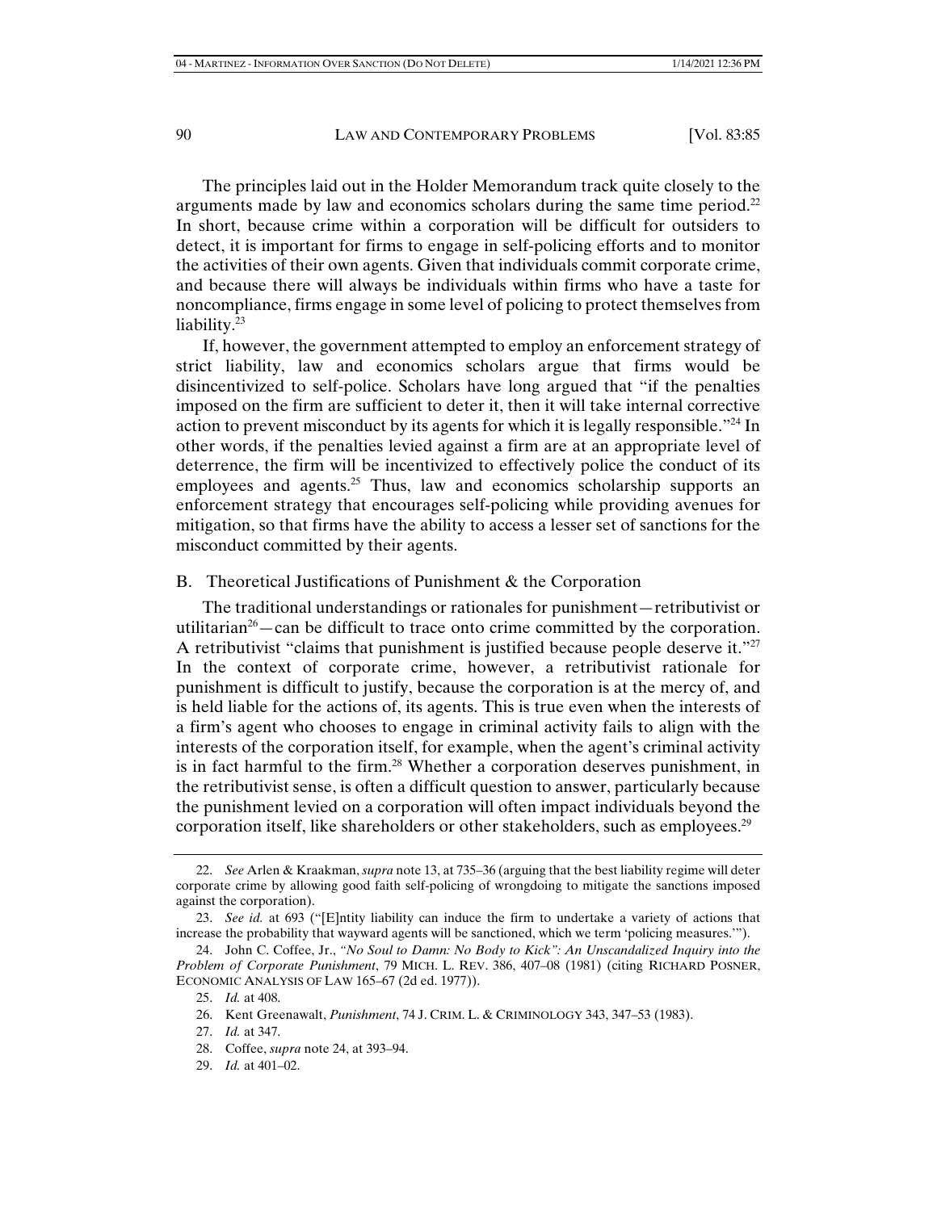The principles laid out in the Holder Memorandum track quite closely to the arguments made by law and economics scholars during the same time period.[22] In short, because crime within a corporation will be difficult for outsiders to detect, it is important for firms to engage in self-policing efforts and to monitor the activities of their own agents. Given that individuals commit corporate crime, and because there will always be individuals within firms who have a taste for noncompliance, firms engage in some level of policing to protect themselves from liability.[23]

If, however, the government attempted to employ an enforcement strategy of strict liability, law and economics scholars argue that firms would be disincentivized to self-police. Scholars have long argued that "if the penalties imposed on the firm are sufficient to deter it, then it will take internal corrective action to prevent misconduct by its agents for which it is legally responsible."[24] In other words, if the penalties levied against a firm are at an appropriate level of deterrence, the firm will be incentivized to effectively police the conduct of its employees and agents.[25] Thus, law and economics scholarship supports an enforcement strategy that encourages self-policing while providing avenues for mitigation, so that firms have the ability to access a lesser set of sanctions for the misconduct committed by their agents.

## B. Theoretical Justifications of Punishment & the Corporation

The traditional understandings or rationales for punishment—retributivist or utilitarian[26]—can be difficult to trace onto crime committed by the corporation. A retributivist "claims that punishment is justified because people deserve it."[27] In the context of corporate crime, however, a retributivist rationale for punishment is difficult to justify, because the corporation is at the mercy of, and is held liable for the actions of, its agents. This is true even when the interests of a firm's agent who chooses to engage in criminal activity fails to align with the interests of the corporation itself, for example, when the agent's criminal activity is in fact harmful to the firm.[28] Whether a corporation deserves punishment, in the retributivist sense, is often a difficult question to answer, particularly because the punishment levied on a corporation will often impact individuals beyond the corporation itself, like shareholders or other stakeholders, such as employees.[29]

---

22. *See* Arlen & Kraakman, *supra* note 13, at 735–36 (arguing that the best liability regime will deter corporate crime by allowing good faith self-policing of wrongdoing to mitigate the sanctions imposed against the corporation).

23. *See id.* at 693 ("[E]ntity liability can induce the firm to undertake a variety of actions that increase the probability that wayward agents will be sanctioned, which we term 'policing measures.'").

24. John C. Coffee, Jr., *"No Soul to Damn: No Body to Kick": An Unscandalized Inquiry into the Problem of Corporate Punishment*, 79 MICH. L. REV. 386, 407–08 (1981) (citing RICHARD POSNER, ECONOMIC ANALYSIS OF LAW 165–67 (2d ed. 1977)).

25. *Id.* at 408.

26. Kent Greenawalt, *Punishment*, 74 J. CRIM. L. & CRIMINOLOGY 343, 347–53 (1983).

27. *Id.* at 347.

28. Coffee, *supra* note 24, at 393–94.

29. *Id.* at 401–02.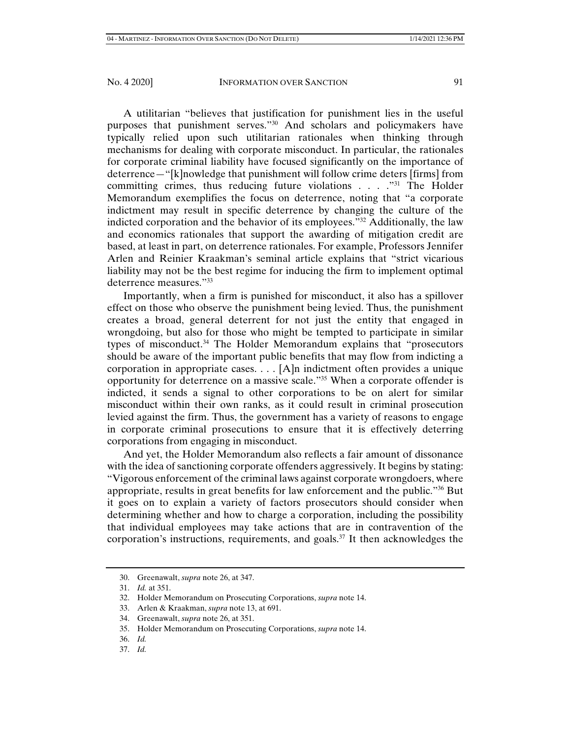A utilitarian "believes that justification for punishment lies in the useful purposes that punishment serves."[30] And scholars and policymakers have typically relied upon such utilitarian rationales when thinking through mechanisms for dealing with corporate misconduct. In particular, the rationales for corporate criminal liability have focused significantly on the importance of deterrence—"[k]nowledge that punishment will follow crime deters [firms] from committing crimes, thus reducing future violations . . . ."[31] The Holder Memorandum exemplifies the focus on deterrence, noting that "a corporate indictment may result in specific deterrence by changing the culture of the indicted corporation and the behavior of its employees."[32] Additionally, the law and economics rationales that support the awarding of mitigation credit are based, at least in part, on deterrence rationales. For example, Professors Jennifer Arlen and Reinier Kraakman's seminal article explains that "strict vicarious liability may not be the best regime for inducing the firm to implement optimal deterrence measures."[33]

Importantly, when a firm is punished for misconduct, it also has a spillover effect on those who observe the punishment being levied. Thus, the punishment creates a broad, general deterrent for not just the entity that engaged in wrongdoing, but also for those who might be tempted to participate in similar types of misconduct.[34] The Holder Memorandum explains that "prosecutors should be aware of the important public benefits that may flow from indicting a corporation in appropriate cases. . . . [A]n indictment often provides a unique opportunity for deterrence on a massive scale."[35] When a corporate offender is indicted, it sends a signal to other corporations to be on alert for similar misconduct within their own ranks, as it could result in criminal prosecution levied against the firm. Thus, the government has a variety of reasons to engage in corporate criminal prosecutions to ensure that it is effectively deterring corporations from engaging in misconduct.

And yet, the Holder Memorandum also reflects a fair amount of dissonance with the idea of sanctioning corporate offenders aggressively. It begins by stating: "Vigorous enforcement of the criminal laws against corporate wrongdoers, where appropriate, results in great benefits for law enforcement and the public."[36] But it goes on to explain a variety of factors prosecutors should consider when determining whether and how to charge a corporation, including the possibility that individual employees may take actions that are in contravention of the corporation's instructions, requirements, and goals.[37] It then acknowledges the

---

30. Greenawalt, *supra* note 26, at 347.

31. *Id.* at 351.

32. Holder Memorandum on Prosecuting Corporations, *supra* note 14.

33. Arlen & Kraakman, *supra* note 13, at 691.

34. Greenawalt, *supra* note 26, at 351.

35. Holder Memorandum on Prosecuting Corporations, *supra* note 14.

36. *Id.*

37. *Id.*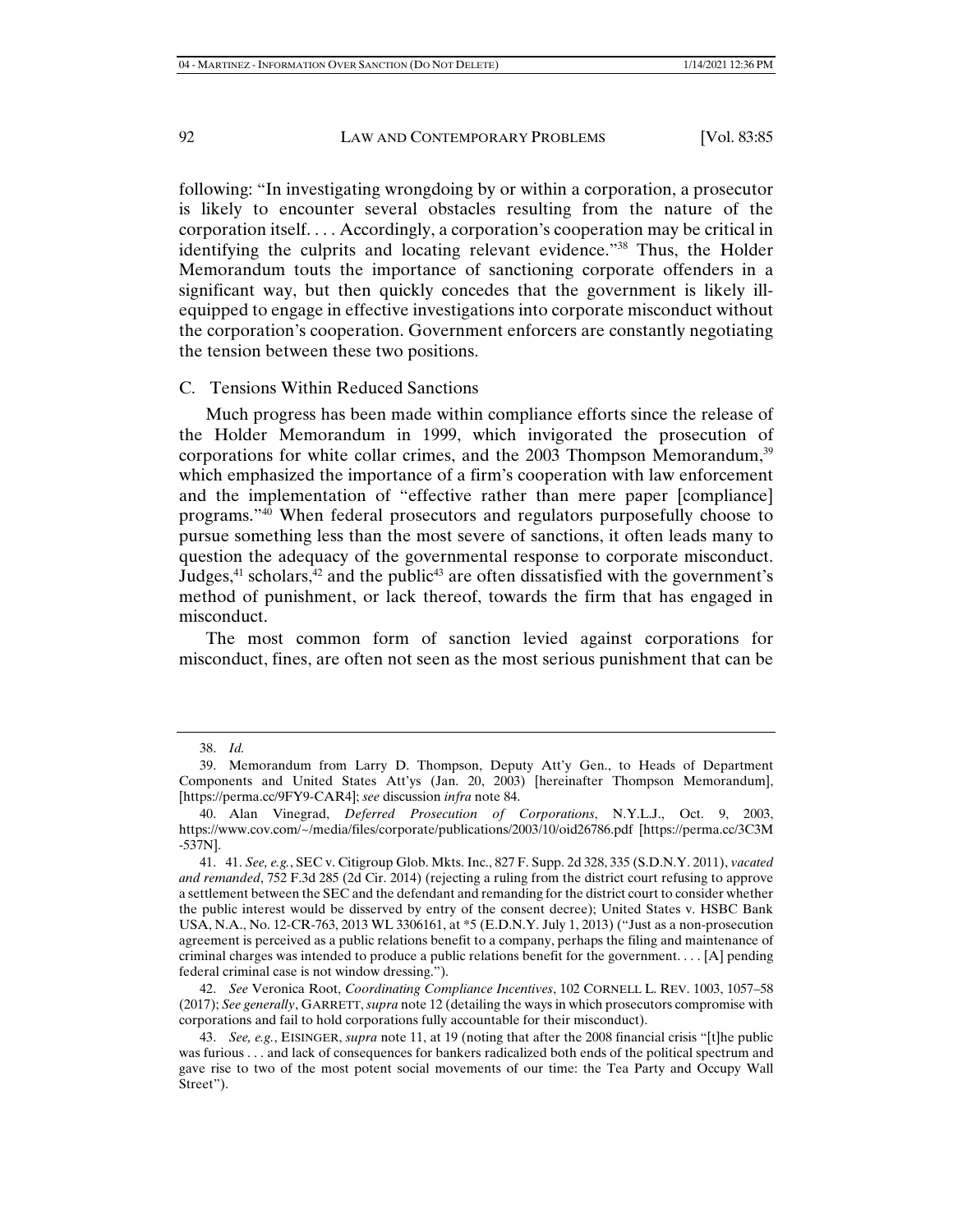following: "In investigating wrongdoing by or within a corporation, a prosecutor is likely to encounter several obstacles resulting from the nature of the corporation itself. . . . Accordingly, a corporation's cooperation may be critical in identifying the culprits and locating relevant evidence."[38] Thus, the Holder Memorandum touts the importance of sanctioning corporate offenders in a significant way, but then quickly concedes that the government is likely ill-equipped to engage in effective investigations into corporate misconduct without the corporation's cooperation. Government enforcers are constantly negotiating the tension between these two positions.

### C. Tensions Within Reduced Sanctions

Much progress has been made within compliance efforts since the release of the Holder Memorandum in 1999, which invigorated the prosecution of corporations for white collar crimes, and the 2003 Thompson Memorandum,[39] which emphasized the importance of a firm's cooperation with law enforcement and the implementation of "effective rather than mere paper [compliance] programs."[40] When federal prosecutors and regulators purposefully choose to pursue something less than the most severe of sanctions, it often leads many to question the adequacy of the governmental response to corporate misconduct. Judges,[41] scholars,[42] and the public[43] are often dissatisfied with the government's method of punishment, or lack thereof, towards the firm that has engaged in misconduct.

The most common form of sanction levied against corporations for misconduct, fines, are often not seen as the most serious punishment that can be

---

38. *Id.*

39. Memorandum from Larry D. Thompson, Deputy Att'y Gen., to Heads of Department Components and United States Att'ys (Jan. 20, 2003) [hereinafter Thompson Memorandum], [https://perma.cc/9FY9-CAR4]; *see* discussion *infra* note 84.

40. Alan Vinegrad, *Deferred Prosecution of Corporations*, N.Y.L.J., Oct. 9, 2003, https://www.cov.com/~/media/files/corporate/publications/2003/10/oid26786.pdf [https://perma.cc/3C3M-537N].

41. 41. *See, e.g.*, SEC v. Citigroup Glob. Mkts. Inc., 827 F. Supp. 2d 328, 335 (S.D.N.Y. 2011), *vacated and remanded*, 752 F.3d 285 (2d Cir. 2014) (rejecting a ruling from the district court refusing to approve a settlement between the SEC and the defendant and remanding for the district court to consider whether the public interest would be disserved by entry of the consent decree); United States v. HSBC Bank USA, N.A., No. 12-CR-763, 2013 WL 3306161, at *5 (E.D.N.Y. July 1, 2013) ("Just as a non-prosecution agreement is perceived as a public relations benefit to a company, perhaps the filing and maintenance of criminal charges was intended to produce a public relations benefit for the government. . . . [A] pending federal criminal case is not window dressing.").

42. *See* Veronica Root, *Coordinating Compliance Incentives*, 102 CORNELL L. REV. 1003, 1057–58 (2017); *See generally*, GARRETT, *supra* note 12 (detailing the ways in which prosecutors compromise with corporations and fail to hold corporations fully accountable for their misconduct).

43. *See, e.g.*, EISINGER, *supra* note 11, at 19 (noting that after the 2008 financial crisis "[t]he public was furious . . . and lack of consequences for bankers radicalized both ends of the political spectrum and gave rise to two of the most potent social movements of our time: the Tea Party and Occupy Wall Street").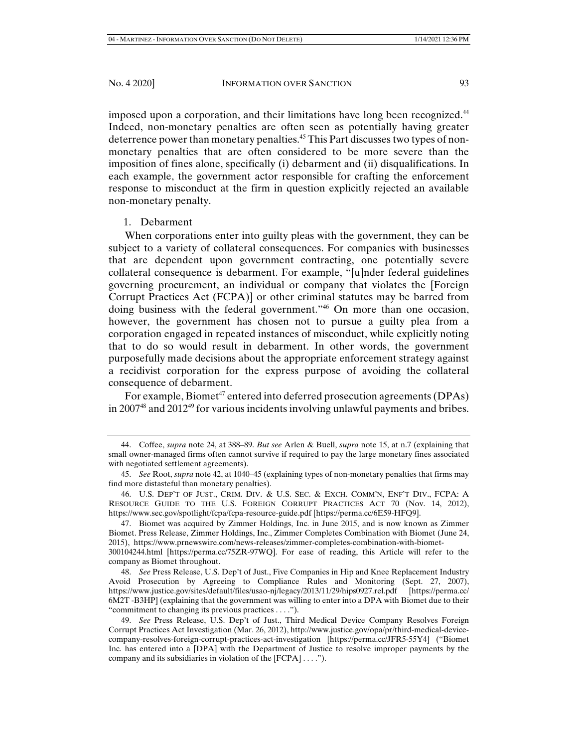imposed upon a corporation, and their limitations have long been recognized.[44] Indeed, non-monetary penalties are often seen as potentially having greater deterrence power than monetary penalties.[45] This Part discusses two types of non-monetary penalties that are often considered to be more severe than the imposition of fines alone, specifically (i) debarment and (ii) disqualifications. In each example, the government actor responsible for crafting the enforcement response to misconduct at the firm in question explicitly rejected an available non-monetary penalty.

1. Debarment

When corporations enter into guilty pleas with the government, they can be subject to a variety of collateral consequences. For companies with businesses that are dependent upon government contracting, one potentially severe collateral consequence is debarment. For example, "[u]nder federal guidelines governing procurement, an individual or company that violates the [Foreign Corrupt Practices Act (FCPA)] or other criminal statutes may be barred from doing business with the federal government."[46] On more than one occasion, however, the government has chosen not to pursue a guilty plea from a corporation engaged in repeated instances of misconduct, while explicitly noting that to do so would result in debarment. In other words, the government purposefully made decisions about the appropriate enforcement strategy against a recidivist corporation for the express purpose of avoiding the collateral consequence of debarment.

For example, Biomet[47] entered into deferred prosecution agreements (DPAs) in 2007[48] and 2012[49] for various incidents involving unlawful payments and bribes.

---

44. Coffee, *supra* note 24, at 388–89. *But see* Arlen & Buell, *supra* note 15, at n.7 (explaining that small owner-managed firms often cannot survive if required to pay the large monetary fines associated with negotiated settlement agreements).

45. *See* Root, *supra* note 42, at 1040–45 (explaining types of non-monetary penalties that firms may find more distasteful than monetary penalties).

46. U.S. DEP'T OF JUST., CRIM. DIV. & U.S. SEC. & EXCH. COMM'N, ENF'T DIV., FCPA: A RESOURCE GUIDE TO THE U.S. FOREIGN CORRUPT PRACTICES ACT 70 (Nov. 14, 2012), https://www.sec.gov/spotlight/fcpa/fcpa-resource-guide.pdf [https://perma.cc/6E59-HFQ9].

47. Biomet was acquired by Zimmer Holdings, Inc. in June 2015, and is now known as Zimmer Biomet. Press Release, Zimmer Holdings, Inc., Zimmer Completes Combination with Biomet (June 24, 2015), https://www.prnewswire.com/news-releases/zimmer-completes-combination-with-biomet-300104244.html [https://perma.cc/75ZR-97WQ]. For ease of reading, this Article will refer to the company as Biomet throughout.

48. *See* Press Release, U.S. Dep't of Just., Five Companies in Hip and Knee Replacement Industry Avoid Prosecution by Agreeing to Compliance Rules and Monitoring (Sept. 27, 2007), https://www.justice.gov/sites/default/files/usao-nj/legacy/2013/11/29/hips0927.rel.pdf [https://perma.cc/6M2T -B3HP] (explaining that the government was willing to enter into a DPA with Biomet due to their "commitment to changing its previous practices . . . .").

49. *See* Press Release, U.S. Dep't of Just., Third Medical Device Company Resolves Foreign Corrupt Practices Act Investigation (Mar. 26, 2012), http://www.justice.gov/opa/pr/third-medical-device-company-resolves-foreign-corrupt-practices-act-investigation [https://perma.cc/JFR5-55Y4] ("Biomet Inc. has entered into a [DPA] with the Department of Justice to resolve improper payments by the company and its subsidiaries in violation of the [FCPA] . . . .").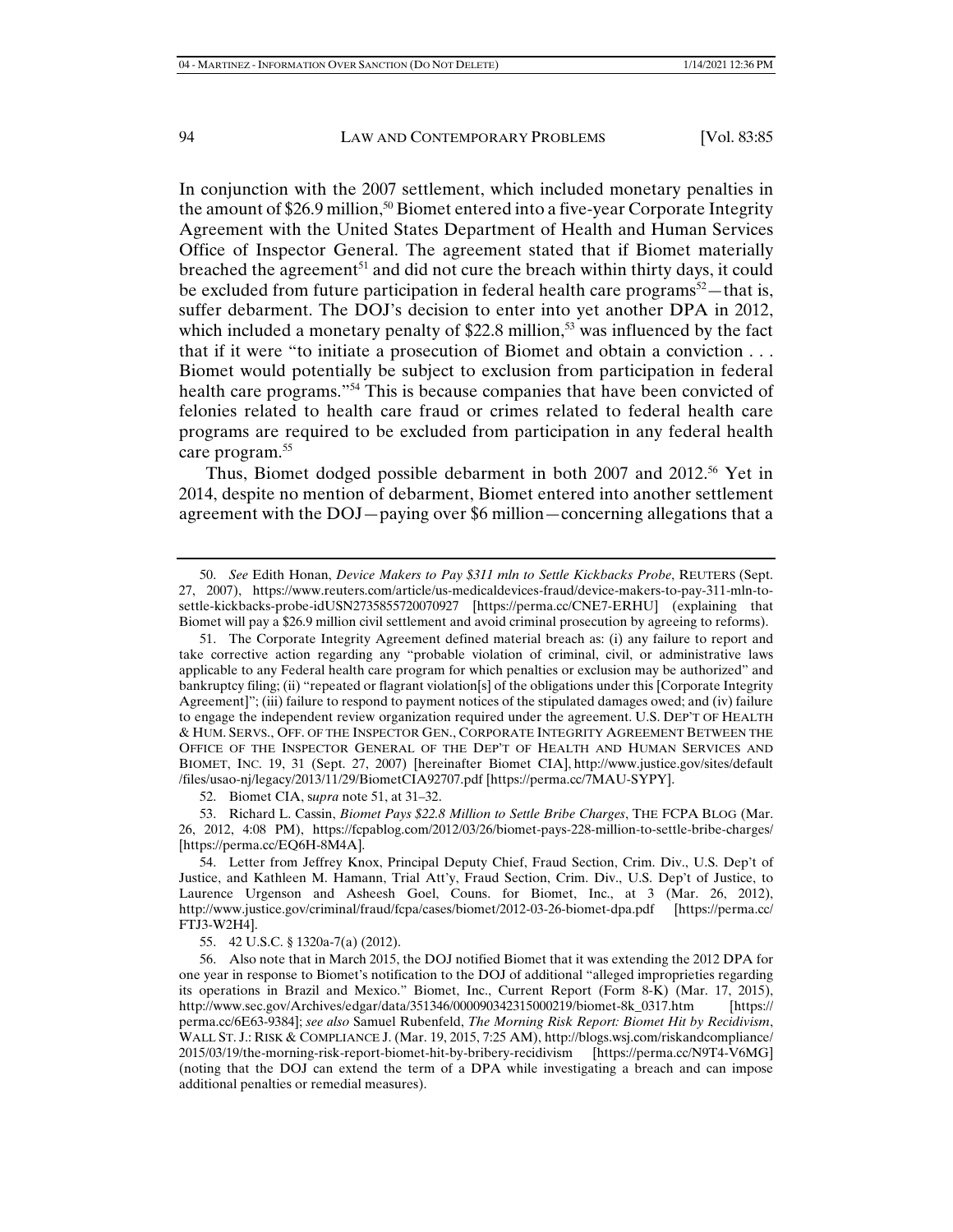In conjunction with the 2007 settlement, which included monetary penalties in the amount of $26.9 million,[50] Biomet entered into a five-year Corporate Integrity Agreement with the United States Department of Health and Human Services Office of Inspector General. The agreement stated that if Biomet materially breached the agreement[51] and did not cure the breach within thirty days, it could be excluded from future participation in federal health care programs[52]—that is, suffer debarment. The DOJ's decision to enter into yet another DPA in 2012, which included a monetary penalty of $22.8 million,[53] was influenced by the fact that if it were "to initiate a prosecution of Biomet and obtain a conviction . . . Biomet would potentially be subject to exclusion from participation in federal health care programs."[54] This is because companies that have been convicted of felonies related to health care fraud or crimes related to federal health care programs are required to be excluded from participation in any federal health care program.[55]

Thus, Biomet dodged possible debarment in both 2007 and 2012.[56] Yet in 2014, despite no mention of debarment, Biomet entered into another settlement agreement with the DOJ—paying over $6 million—concerning allegations that a

---

50. *See* Edith Honan, *Device Makers to Pay $311 mln to Settle Kickbacks Probe*, REUTERS (Sept. 27, 2007), https://www.reuters.com/article/us-medicaldevices-fraud/device-makers-to-pay-311-mln-to-settle-kickbacks-probe-idUSN2735855720070927 [https://perma.cc/CNE7-ERHU] (explaining that Biomet will pay a $26.9 million civil settlement and avoid criminal prosecution by agreeing to reforms).

51. The Corporate Integrity Agreement defined material breach as: (i) any failure to report and take corrective action regarding any "probable violation of criminal, civil, or administrative laws applicable to any Federal health care program for which penalties or exclusion may be authorized" and bankruptcy filing; (ii) "repeated or flagrant violation[s] of the obligations under this [Corporate Integrity Agreement]"; (iii) failure to respond to payment notices of the stipulated damages owed; and (iv) failure to engage the independent review organization required under the agreement. U.S. DEP'T OF HEALTH & HUM. SERVS., OFF. OF THE INSPECTOR GEN., CORPORATE INTEGRITY AGREEMENT BETWEEN THE OFFICE OF THE INSPECTOR GENERAL OF THE DEP'T OF HEALTH AND HUMAN SERVICES AND BIOMET, INC. 19, 31 (Sept. 27, 2007) [hereinafter Biomet CIA], http://www.justice.gov/sites/default/files/usao-nj/legacy/2013/11/29/BiometCIA92707.pdf [https://perma.cc/7MAU-SYPY].

52. Biomet CIA, *supra* note 51, at 31–32.

53. Richard L. Cassin, *Biomet Pays $22.8 Million to Settle Bribe Charges*, THE FCPA BLOG (Mar. 26, 2012, 4:08 PM), https://fcpablog.com/2012/03/26/biomet-pays-228-million-to-settle-bribe-charges/ [https://perma.cc/EQ6H-8M4A].

54. Letter from Jeffrey Knox, Principal Deputy Chief, Fraud Section, Crim. Div., U.S. Dep't of Justice, and Kathleen M. Hamann, Trial Att'y, Fraud Section, Crim. Div., U.S. Dep't of Justice, to Laurence Urgenson and Asheesh Goel, Couns. for Biomet, Inc., at 3 (Mar. 26, 2012), http://www.justice.gov/criminal/fraud/fcpa/cases/biomet/2012-03-26-biomet-dpa.pdf [https://perma.cc/FTJ3-W2H4].

55. 42 U.S.C. § 1320a-7(a) (2012).

56. Also note that in March 2015, the DOJ notified Biomet that it was extending the 2012 DPA for one year in response to Biomet's notification to the DOJ of additional "alleged improprieties regarding its operations in Brazil and Mexico." Biomet, Inc., Current Report (Form 8-K) (Mar. 17, 2015), http://www.sec.gov/Archives/edgar/data/351346/000090342315000219/biomet-8k_0317.htm [https://perma.cc/6E63-9384]; *see also* Samuel Rubenfeld, *The Morning Risk Report: Biomet Hit by Recidivism*, WALL ST. J.: RISK & COMPLIANCE J. (Mar. 19, 2015, 7:25 AM), http://blogs.wsj.com/riskandcompliance/2015/03/19/the-morning-risk-report-biomet-hit-by-bribery-recidivism [https://perma.cc/N9T4-V6MG] (noting that the DOJ can extend the term of a DPA while investigating a breach and can impose additional penalties or remedial measures).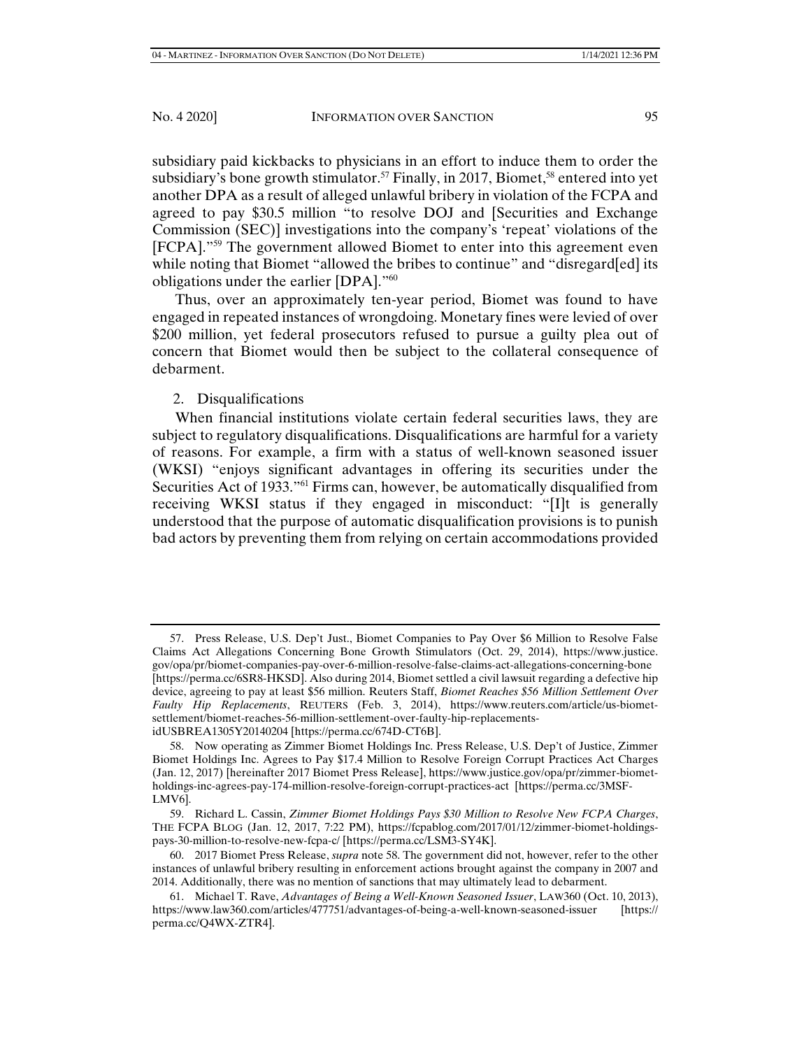subsidiary paid kickbacks to physicians in an effort to induce them to order the subsidiary's bone growth stimulator.[57] Finally, in 2017, Biomet,[58] entered into yet another DPA as a result of alleged unlawful bribery in violation of the FCPA and agreed to pay $30.5 million "to resolve DOJ and [Securities and Exchange Commission (SEC)] investigations into the company's 'repeat' violations of the [FCPA]."[59] The government allowed Biomet to enter into this agreement even while noting that Biomet "allowed the bribes to continue" and "disregard[ed] its obligations under the earlier [DPA]."[60]

Thus, over an approximately ten-year period, Biomet was found to have engaged in repeated instances of wrongdoing. Monetary fines were levied of over $200 million, yet federal prosecutors refused to pursue a guilty plea out of concern that Biomet would then be subject to the collateral consequence of debarment.

2. Disqualifications

When financial institutions violate certain federal securities laws, they are subject to regulatory disqualifications. Disqualifications are harmful for a variety of reasons. For example, a firm with a status of well-known seasoned issuer (WKSI) "enjoys significant advantages in offering its securities under the Securities Act of 1933."[61] Firms can, however, be automatically disqualified from receiving WKSI status if they engaged in misconduct: "[I]t is generally understood that the purpose of automatic disqualification provisions is to punish bad actors by preventing them from relying on certain accommodations provided

---

57. Press Release, U.S. Dep't Just., Biomet Companies to Pay Over $6 Million to Resolve False Claims Act Allegations Concerning Bone Growth Stimulators (Oct. 29, 2014), https://www.justice.gov/opa/pr/biomet-companies-pay-over-6-million-resolve-false-claims-act-allegations-concerning-bone [https://perma.cc/6SR8-HKSD]. Also during 2014, Biomet settled a civil lawsuit regarding a defective hip device, agreeing to pay at least $56 million. Reuters Staff, *Biomet Reaches $56 Million Settlement Over Faulty Hip Replacements*, REUTERS (Feb. 3, 2014), https://www.reuters.com/article/us-biomet-settlement/biomet-reaches-56-million-settlement-over-faulty-hip-replacements-idUSBREA1305Y20140204 [https://perma.cc/674D-CT6B].

58. Now operating as Zimmer Biomet Holdings Inc. Press Release, U.S. Dep't of Justice, Zimmer Biomet Holdings Inc. Agrees to Pay $17.4 Million to Resolve Foreign Corrupt Practices Act Charges (Jan. 12, 2017) [hereinafter 2017 Biomet Press Release], https://www.justice.gov/opa/pr/zimmer-biomet-holdings-inc-agrees-pay-174-million-resolve-foreign-corrupt-practices-act [https://perma.cc/3MSF-LMV6].

59. Richard L. Cassin, *Zimmer Biomet Holdings Pays $30 Million to Resolve New FCPA Charges*, THE FCPA BLOG (Jan. 12, 2017, 7:22 PM), https://fcpablog.com/2017/01/12/zimmer-biomet-holdings-pays-30-million-to-resolve-new-fcpa-c/ [https://perma.cc/LSM3-SY4K].

60. 2017 Biomet Press Release, *supra* note 58. The government did not, however, refer to the other instances of unlawful bribery resulting in enforcement actions brought against the company in 2007 and 2014. Additionally, there was no mention of sanctions that may ultimately lead to debarment.

61. Michael T. Rave, *Advantages of Being a Well-Known Seasoned Issuer*, LAW360 (Oct. 10, 2013), https://www.law360.com/articles/477751/advantages-of-being-a-well-known-seasoned-issuer [https://perma.cc/Q4WX-ZTR4].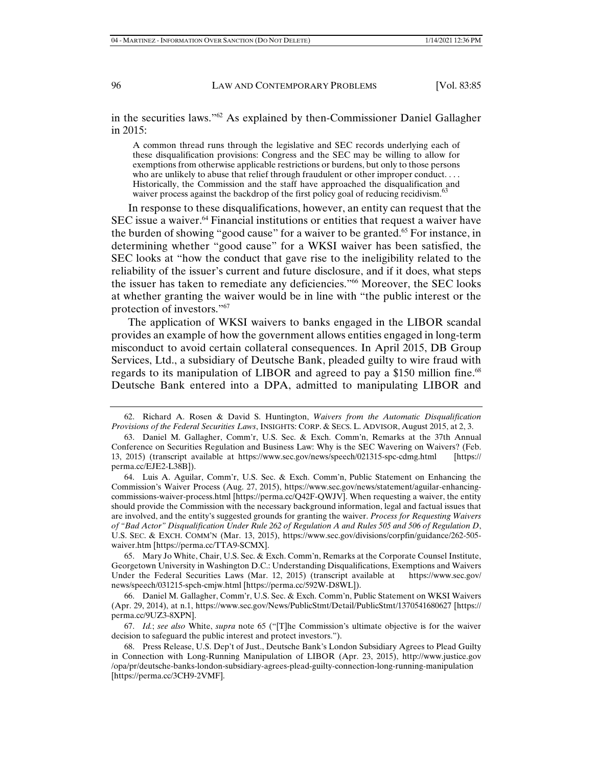in the securities laws."[62] As explained by then-Commissioner Daniel Gallagher in 2015:

> A common thread runs through the legislative and SEC records underlying each of these disqualification provisions: Congress and the SEC may be willing to allow for exemptions from otherwise applicable restrictions or burdens, but only to those persons who are unlikely to abuse that relief through fraudulent or other improper conduct. . . . Historically, the Commission and the staff have approached the disqualification and waiver process against the backdrop of the first policy goal of reducing recidivism.[63]

In response to these disqualifications, however, an entity can request that the SEC issue a waiver.[64] Financial institutions or entities that request a waiver have the burden of showing "good cause" for a waiver to be granted.[65] For instance, in determining whether "good cause" for a WKSI waiver has been satisfied, the SEC looks at "how the conduct that gave rise to the ineligibility related to the reliability of the issuer's current and future disclosure, and if it does, what steps the issuer has taken to remediate any deficiencies."[66] Moreover, the SEC looks at whether granting the waiver would be in line with "the public interest or the protection of investors."[67]

The application of WKSI waivers to banks engaged in the LIBOR scandal provides an example of how the government allows entities engaged in long-term misconduct to avoid certain collateral consequences. In April 2015, DB Group Services, Ltd., a subsidiary of Deutsche Bank, pleaded guilty to wire fraud with regards to its manipulation of LIBOR and agreed to pay a $150 million fine.[68] Deutsche Bank entered into a DPA, admitted to manipulating LIBOR and

---

62. Richard A. Rosen & David S. Huntington, *Waivers from the Automatic Disqualification Provisions of the Federal Securities Laws*, INSIGHTS: CORP. & SECS. L. ADVISOR, August 2015, at 2, 3.

63. Daniel M. Gallagher, Comm'r, U.S. Sec. & Exch. Comm'n, Remarks at the 37th Annual Conference on Securities Regulation and Business Law: Why is the SEC Wavering on Waivers? (Feb. 13, 2015) (transcript available at https://www.sec.gov/news/speech/021315-spc-cdmg.html [https://perma.cc/EJE2-L38B]).

64. Luis A. Aguilar, Comm'r, U.S. Sec. & Exch. Comm'n, Public Statement on Enhancing the Commission's Waiver Process (Aug. 27, 2015), https://www.sec.gov/news/statement/aguilar-enhancing-commissions-waiver-process.html [https://perma.cc/Q42F-QWJV]. When requesting a waiver, the entity should provide the Commission with the necessary background information, legal and factual issues that are involved, and the entity's suggested grounds for granting the waiver. *Process for Requesting Waivers of "Bad Actor" Disqualification Under Rule 262 of Regulation A and Rules 505 and 506 of Regulation D*, U.S. SEC. & EXCH. COMM'N (Mar. 13, 2015), https://www.sec.gov/divisions/corpfin/guidance/262-505-waiver.htm [https://perma.cc/TTA9-SCMX].

65. Mary Jo White, Chair, U.S. Sec. & Exch. Comm'n, Remarks at the Corporate Counsel Institute, Georgetown University in Washington D.C.: Understanding Disqualifications, Exemptions and Waivers Under the Federal Securities Laws (Mar. 12, 2015) (transcript available at https://www.sec.gov/news/speech/031215-spch-cmjw.html [https://perma.cc/592W-D8WL]).

66. Daniel M. Gallagher, Comm'r, U.S. Sec. & Exch. Comm'n, Public Statement on WKSI Waivers (Apr. 29, 2014), at n.1, https://www.sec.gov/News/PublicStmt/Detail/PublicStmt/1370541680627 [https://perma.cc/9UZ3-8XPN].

67. *Id.*; *see also* White, *supra* note 65 ("[T]he Commission's ultimate objective is for the waiver decision to safeguard the public interest and protect investors.").

68. Press Release, U.S. Dep't of Just., Deutsche Bank's London Subsidiary Agrees to Plead Guilty in Connection with Long-Running Manipulation of LIBOR (Apr. 23, 2015), http://www.justice.gov/opa/pr/deutsche-banks-london-subsidiary-agrees-plead-guilty-connection-long-running-manipulation [https://perma.cc/3CH9-2VMF].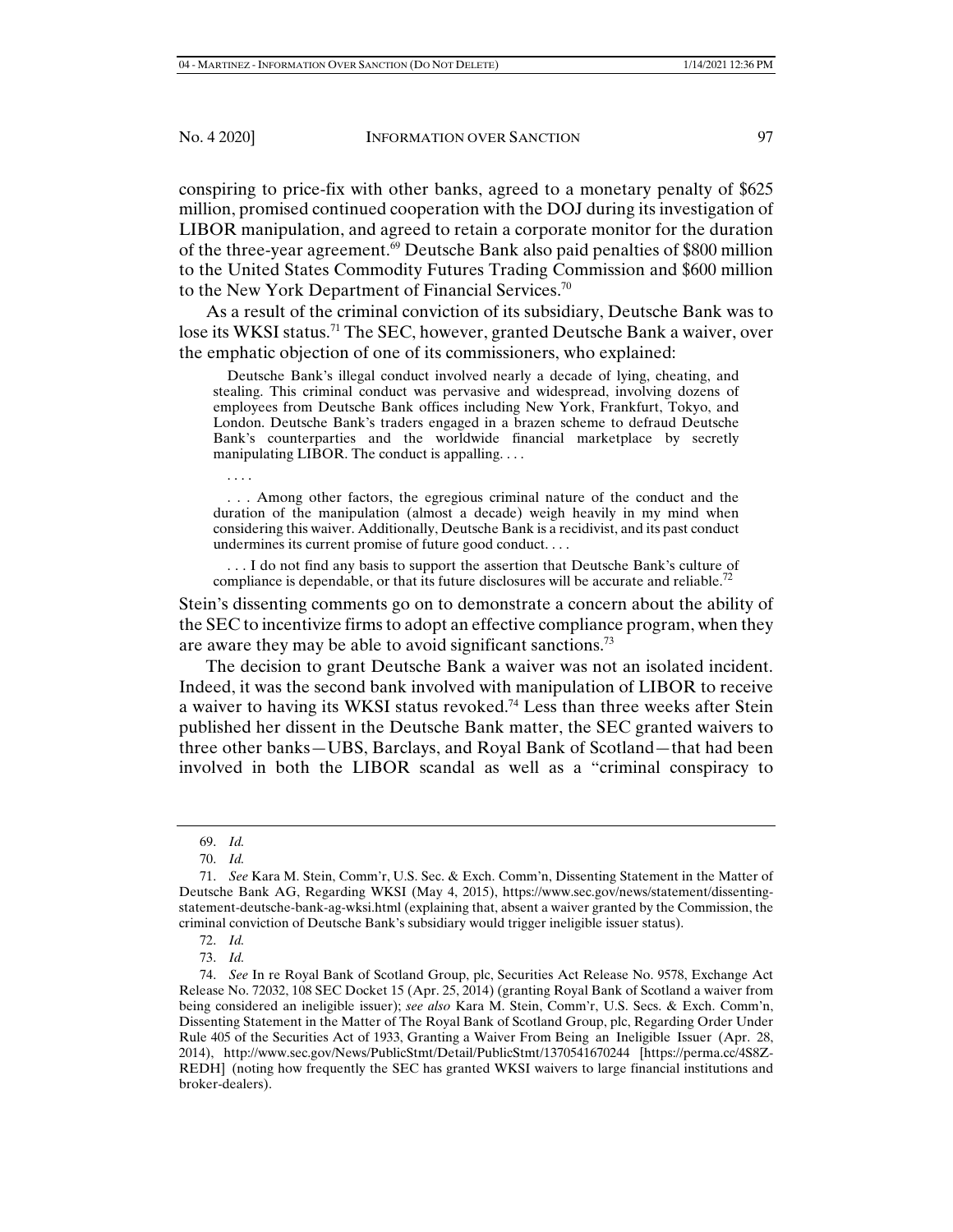conspiring to price-fix with other banks, agreed to a monetary penalty of $625 million, promised continued cooperation with the DOJ during its investigation of LIBOR manipulation, and agreed to retain a corporate monitor for the duration of the three-year agreement.[69] Deutsche Bank also paid penalties of $800 million to the United States Commodity Futures Trading Commission and $600 million to the New York Department of Financial Services.[70]

As a result of the criminal conviction of its subsidiary, Deutsche Bank was to lose its WKSI status.[71] The SEC, however, granted Deutsche Bank a waiver, over the emphatic objection of one of its commissioners, who explained:

> Deutsche Bank's illegal conduct involved nearly a decade of lying, cheating, and stealing. This criminal conduct was pervasive and widespread, involving dozens of employees from Deutsche Bank offices including New York, Frankfurt, Tokyo, and London. Deutsche Bank's traders engaged in a brazen scheme to defraud Deutsche Bank's counterparties and the worldwide financial marketplace by secretly manipulating LIBOR. The conduct is appalling. . . .
>
> . . . .
>
> . . . Among other factors, the egregious criminal nature of the conduct and the duration of the manipulation (almost a decade) weigh heavily in my mind when considering this waiver. Additionally, Deutsche Bank is a recidivist, and its past conduct undermines its current promise of future good conduct. . . .
>
> . . . I do not find any basis to support the assertion that Deutsche Bank's culture of compliance is dependable, or that its future disclosures will be accurate and reliable.[72]

Stein's dissenting comments go on to demonstrate a concern about the ability of the SEC to incentivize firms to adopt an effective compliance program, when they are aware they may be able to avoid significant sanctions.[73]

The decision to grant Deutsche Bank a waiver was not an isolated incident. Indeed, it was the second bank involved with manipulation of LIBOR to receive a waiver to having its WKSI status revoked.[74] Less than three weeks after Stein published her dissent in the Deutsche Bank matter, the SEC granted waivers to three other banks—UBS, Barclays, and Royal Bank of Scotland—that had been involved in both the LIBOR scandal as well as a "criminal conspiracy to

---

69. *Id.*

70. *Id.*

71. *See* Kara M. Stein, Comm'r, U.S. Sec. & Exch. Comm'n, Dissenting Statement in the Matter of Deutsche Bank AG, Regarding WKSI (May 4, 2015), https://www.sec.gov/news/statement/dissenting-statement-deutsche-bank-ag-wksi.html (explaining that, absent a waiver granted by the Commission, the criminal conviction of Deutsche Bank's subsidiary would trigger ineligible issuer status).

72. *Id.*

73. *Id.*

74. *See* In re Royal Bank of Scotland Group, plc, Securities Act Release No. 9578, Exchange Act Release No. 72032, 108 SEC Docket 15 (Apr. 25, 2014) (granting Royal Bank of Scotland a waiver from being considered an ineligible issuer); *see also* Kara M. Stein, Comm'r, U.S. Secs. & Exch. Comm'n, Dissenting Statement in the Matter of The Royal Bank of Scotland Group, plc, Regarding Order Under Rule 405 of the Securities Act of 1933, Granting a Waiver From Being an Ineligible Issuer (Apr. 28, 2014), http://www.sec.gov/News/PublicStmt/Detail/PublicStmt/1370541670244 [https://perma.cc/4S8Z-REDH] (noting how frequently the SEC has granted WKSI waivers to large financial institutions and broker-dealers).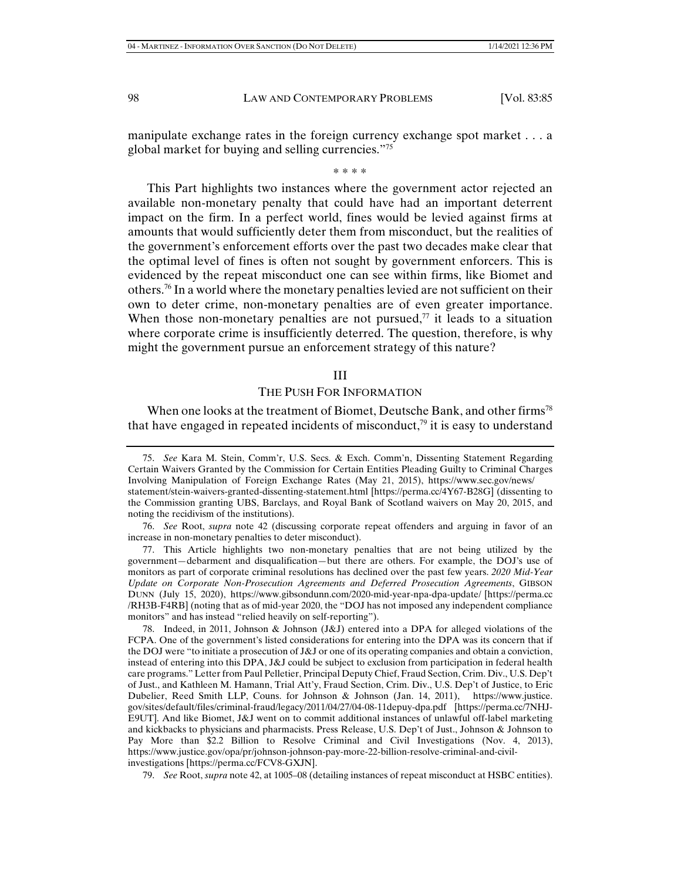manipulate exchange rates in the foreign currency exchange spot market . . . a global market for buying and selling currencies."[75]

\* \* \* \*

This Part highlights two instances where the government actor rejected an available non-monetary penalty that could have had an important deterrent impact on the firm. In a perfect world, fines would be levied against firms at amounts that would sufficiently deter them from misconduct, but the realities of the government's enforcement efforts over the past two decades make clear that the optimal level of fines is often not sought by government enforcers. This is evidenced by the repeat misconduct one can see within firms, like Biomet and others.[76] In a world where the monetary penalties levied are not sufficient on their own to deter crime, non-monetary penalties are of even greater importance. When those non-monetary penalties are not pursued,[77] it leads to a situation where corporate crime is insufficiently deterred. The question, therefore, is why might the government pursue an enforcement strategy of this nature?

## III

## THE PUSH FOR INFORMATION

When one looks at the treatment of Biomet, Deutsche Bank, and other firms[78] that have engaged in repeated incidents of misconduct,[79] it is easy to understand

---

75. *See* Kara M. Stein, Comm'r, U.S. Secs. & Exch. Comm'n, Dissenting Statement Regarding Certain Waivers Granted by the Commission for Certain Entities Pleading Guilty to Criminal Charges Involving Manipulation of Foreign Exchange Rates (May 21, 2015), https://www.sec.gov/news/statement/stein-waivers-granted-dissenting-statement.html [https://perma.cc/4Y67-B28G] (dissenting to the Commission granting UBS, Barclays, and Royal Bank of Scotland waivers on May 20, 2015, and noting the recidivism of the institutions).

76. *See* Root, *supra* note 42 (discussing corporate repeat offenders and arguing in favor of an increase in non-monetary penalties to deter misconduct).

77. This Article highlights two non-monetary penalties that are not being utilized by the government—debarment and disqualification—but there are others. For example, the DOJ's use of monitors as part of corporate criminal resolutions has declined over the past few years. *2020 Mid-Year Update on Corporate Non-Prosecution Agreements and Deferred Prosecution Agreements*, GIBSON DUNN (July 15, 2020), https://www.gibsondunn.com/2020-mid-year-npa-dpa-update/ [https://perma.cc/RH3B-F4RB] (noting that as of mid-year 2020, the "DOJ has not imposed any independent compliance monitors" and has instead "relied heavily on self-reporting").

78. Indeed, in 2011, Johnson & Johnson (J&J) entered into a DPA for alleged violations of the FCPA. One of the government's listed considerations for entering into the DPA was its concern that if the DOJ were "to initiate a prosecution of J&J or one of its operating companies and obtain a conviction, instead of entering into this DPA, J&J could be subject to exclusion from participation in federal health care programs." Letter from Paul Pelletier, Principal Deputy Chief, Fraud Section, Crim. Div., U.S. Dep't of Just., and Kathleen M. Hamann, Trial Att'y, Fraud Section, Crim. Div., U.S. Dep't of Justice, to Eric Dubelier, Reed Smith LLP, Couns. for Johnson & Johnson (Jan. 14, 2011), https://www.justice.gov/sites/default/files/criminal-fraud/legacy/2011/04/27/04-08-11depuy-dpa.pdf [https://perma.cc/7NHJ-E9UT]. And like Biomet, J&J went on to commit additional instances of unlawful off-label marketing and kickbacks to physicians and pharmacists. Press Release, U.S. Dep't of Just., Johnson & Johnson to Pay More than $2.2 Billion to Resolve Criminal and Civil Investigations (Nov. 4, 2013), https://www.justice.gov/opa/pr/johnson-johnson-pay-more-22-billion-resolve-criminal-and-civil-investigations [https://perma.cc/FCV8-GXJN].

79. *See* Root, *supra* note 42, at 1005–08 (detailing instances of repeat misconduct at HSBC entities).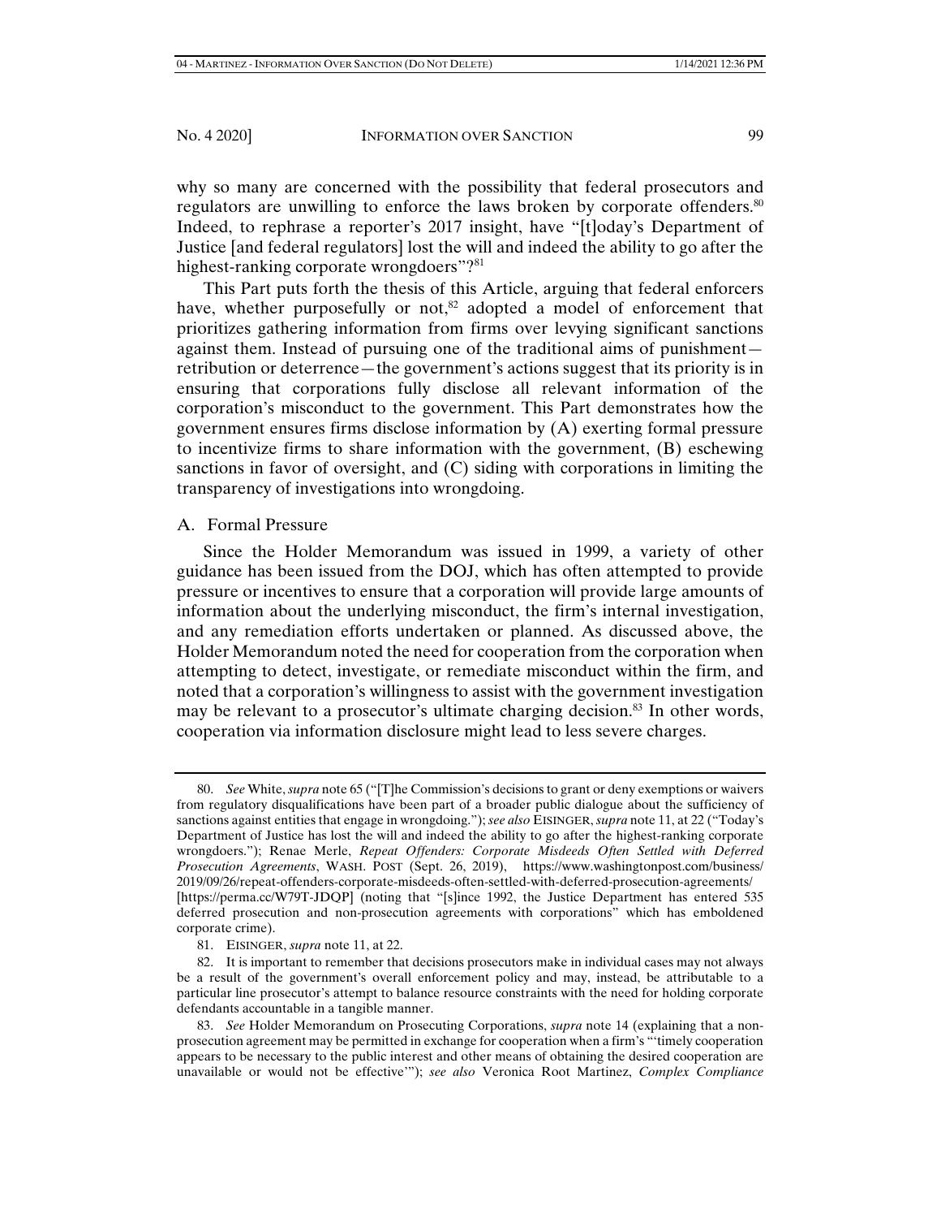why so many are concerned with the possibility that federal prosecutors and regulators are unwilling to enforce the laws broken by corporate offenders.[80] Indeed, to rephrase a reporter's 2017 insight, have "[t]oday's Department of Justice [and federal regulators] lost the will and indeed the ability to go after the highest-ranking corporate wrongdoers"?[81]

This Part puts forth the thesis of this Article, arguing that federal enforcers have, whether purposefully or not,[82] adopted a model of enforcement that prioritizes gathering information from firms over levying significant sanctions against them. Instead of pursuing one of the traditional aims of punishment—retribution or deterrence—the government's actions suggest that its priority is in ensuring that corporations fully disclose all relevant information of the corporation's misconduct to the government. This Part demonstrates how the government ensures firms disclose information by (A) exerting formal pressure to incentivize firms to share information with the government, (B) eschewing sanctions in favor of oversight, and (C) siding with corporations in limiting the transparency of investigations into wrongdoing.

## A. Formal Pressure

Since the Holder Memorandum was issued in 1999, a variety of other guidance has been issued from the DOJ, which has often attempted to provide pressure or incentives to ensure that a corporation will provide large amounts of information about the underlying misconduct, the firm's internal investigation, and any remediation efforts undertaken or planned. As discussed above, the Holder Memorandum noted the need for cooperation from the corporation when attempting to detect, investigate, or remediate misconduct within the firm, and noted that a corporation's willingness to assist with the government investigation may be relevant to a prosecutor's ultimate charging decision.[83] In other words, cooperation via information disclosure might lead to less severe charges.

---

80. *See* White, *supra* note 65 ("[T]he Commission's decisions to grant or deny exemptions or waivers from regulatory disqualifications have been part of a broader public dialogue about the sufficiency of sanctions against entities that engage in wrongdoing."); *see also* EISINGER, *supra* note 11, at 22 ("Today's Department of Justice has lost the will and indeed the ability to go after the highest-ranking corporate wrongdoers."); Renae Merle, *Repeat Offenders: Corporate Misdeeds Often Settled with Deferred Prosecution Agreements*, WASH. POST (Sept. 26, 2019), https://www.washingtonpost.com/business/2019/09/26/repeat-offenders-corporate-misdeeds-often-settled-with-deferred-prosecution-agreements/ [https://perma.cc/W79T-JDQP] (noting that "[s]ince 1992, the Justice Department has entered 535 deferred prosecution and non-prosecution agreements with corporations" which has emboldened corporate crime).

81. EISINGER, *supra* note 11, at 22.

82. It is important to remember that decisions prosecutors make in individual cases may not always be a result of the government's overall enforcement policy and may, instead, be attributable to a particular line prosecutor's attempt to balance resource constraints with the need for holding corporate defendants accountable in a tangible manner.

83. *See* Holder Memorandum on Prosecuting Corporations, *supra* note 14 (explaining that a non-prosecution agreement may be permitted in exchange for cooperation when a firm's "'timely cooperation appears to be necessary to the public interest and other means of obtaining the desired cooperation are unavailable or would not be effective'"); *see also* Veronica Root Martinez, *Complex Compliance*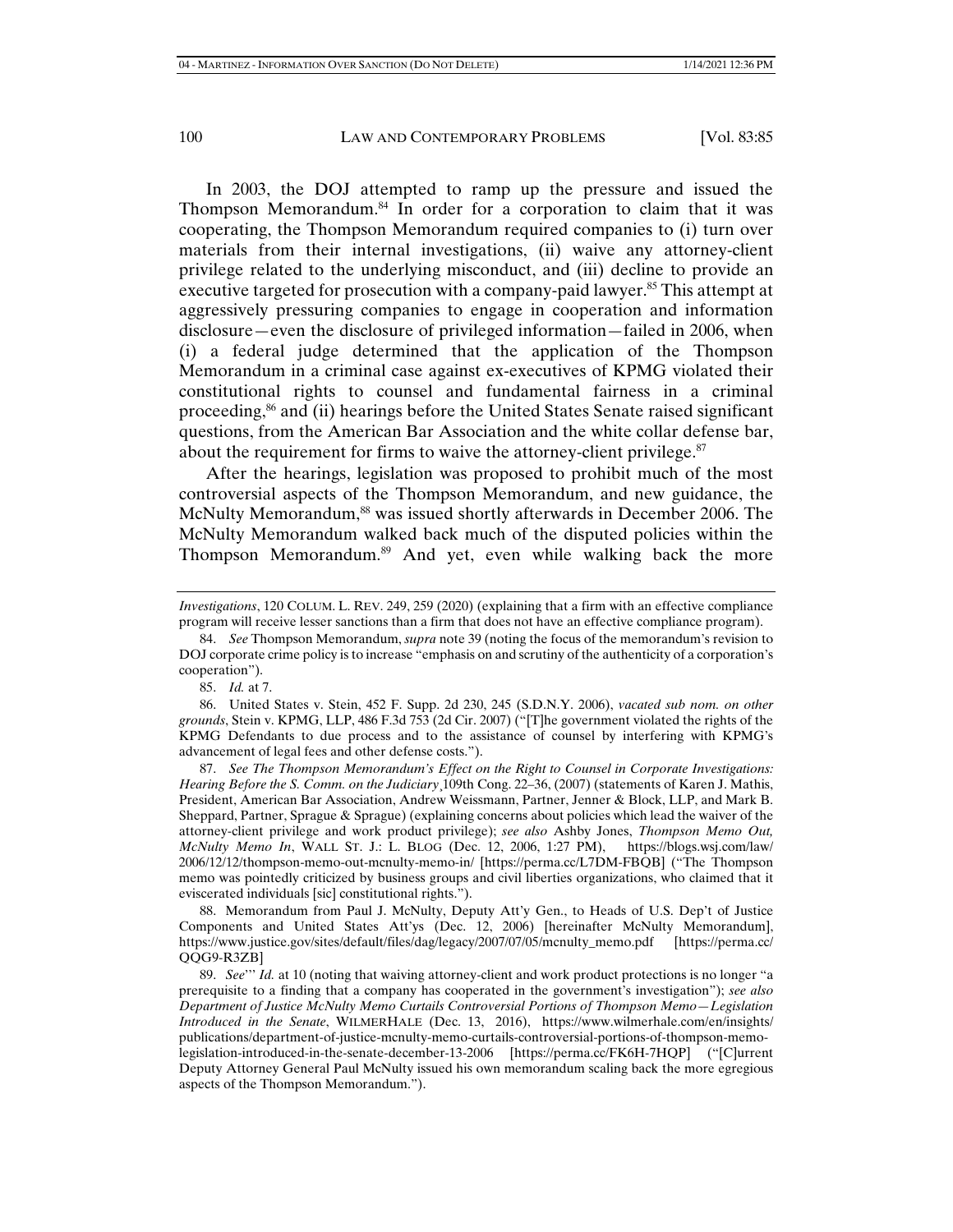In 2003, the DOJ attempted to ramp up the pressure and issued the Thompson Memorandum.[84] In order for a corporation to claim that it was cooperating, the Thompson Memorandum required companies to (i) turn over materials from their internal investigations, (ii) waive any attorney-client privilege related to the underlying misconduct, and (iii) decline to provide an executive targeted for prosecution with a company-paid lawyer.[85] This attempt at aggressively pressuring companies to engage in cooperation and information disclosure—even the disclosure of privileged information—failed in 2006, when (i) a federal judge determined that the application of the Thompson Memorandum in a criminal case against ex-executives of KPMG violated their constitutional rights to counsel and fundamental fairness in a criminal proceeding,[86] and (ii) hearings before the United States Senate raised significant questions, from the American Bar Association and the white collar defense bar, about the requirement for firms to waive the attorney-client privilege.[87]

After the hearings, legislation was proposed to prohibit much of the most controversial aspects of the Thompson Memorandum, and new guidance, the McNulty Memorandum,[88] was issued shortly afterwards in December 2006. The McNulty Memorandum walked back much of the disputed policies within the Thompson Memorandum.[89] And yet, even while walking back the more

---

*Investigations*, 120 COLUM. L. REV. 249, 259 (2020) (explaining that a firm with an effective compliance program will receive lesser sanctions than a firm that does not have an effective compliance program).

84. *See* Thompson Memorandum, *supra* note 39 (noting the focus of the memorandum's revision to DOJ corporate crime policy is to increase "emphasis on and scrutiny of the authenticity of a corporation's cooperation").

85. *Id.* at 7.

86. United States v. Stein, 452 F. Supp. 2d 230, 245 (S.D.N.Y. 2006), *vacated sub nom. on other grounds*, Stein v. KPMG, LLP, 486 F.3d 753 (2d Cir. 2007) ("[T]he government violated the rights of the KPMG Defendants to due process and to the assistance of counsel by interfering with KPMG's advancement of legal fees and other defense costs.").

87. *See The Thompson Memorandum's Effect on the Right to Counsel in Corporate Investigations: Hearing Before the S. Comm. on the Judiciary*¸109th Cong. 22–36, (2007) (statements of Karen J. Mathis, President, American Bar Association, Andrew Weissmann, Partner, Jenner & Block, LLP, and Mark B. Sheppard, Partner, Sprague & Sprague) (explaining concerns about policies which lead the waiver of the attorney-client privilege and work product privilege); *see also* Ashby Jones, *Thompson Memo Out, McNulty Memo In*, WALL ST. J.: L. BLOG (Dec. 12, 2006, 1:27 PM), https://blogs.wsj.com/law/2006/12/12/thompson-memo-out-mcnulty-memo-in/ [https://perma.cc/L7DM-FBQB] ("The Thompson memo was pointedly criticized by business groups and civil liberties organizations, who claimed that it eviscerated individuals [sic] constitutional rights.").

88. Memorandum from Paul J. McNulty, Deputy Att'y Gen., to Heads of U.S. Dep't of Justice Components and United States Att'ys (Dec. 12, 2006) [hereinafter McNulty Memorandum], https://www.justice.gov/sites/default/files/dag/legacy/2007/07/05/mcnulty_memo.pdf [https://perma.cc/QQG9-R3ZB]

89. *See*''' *Id.* at 10 (noting that waiving attorney-client and work product protections is no longer "a prerequisite to a finding that a company has cooperated in the government's investigation"); *see also Department of Justice McNulty Memo Curtails Controversial Portions of Thompson Memo—Legislation Introduced in the Senate*, WILMERHALE (Dec. 13, 2016), https://www.wilmerhale.com/en/insights/publications/department-of-justice-mcnulty-memo-curtails-controversial-portions-of-thompson-memo-legislation-introduced-in-the-senate-december-13-2006 [https://perma.cc/FK6H-7HQP] ("[C]urrent Deputy Attorney General Paul McNulty issued his own memorandum scaling back the more egregious aspects of the Thompson Memorandum.").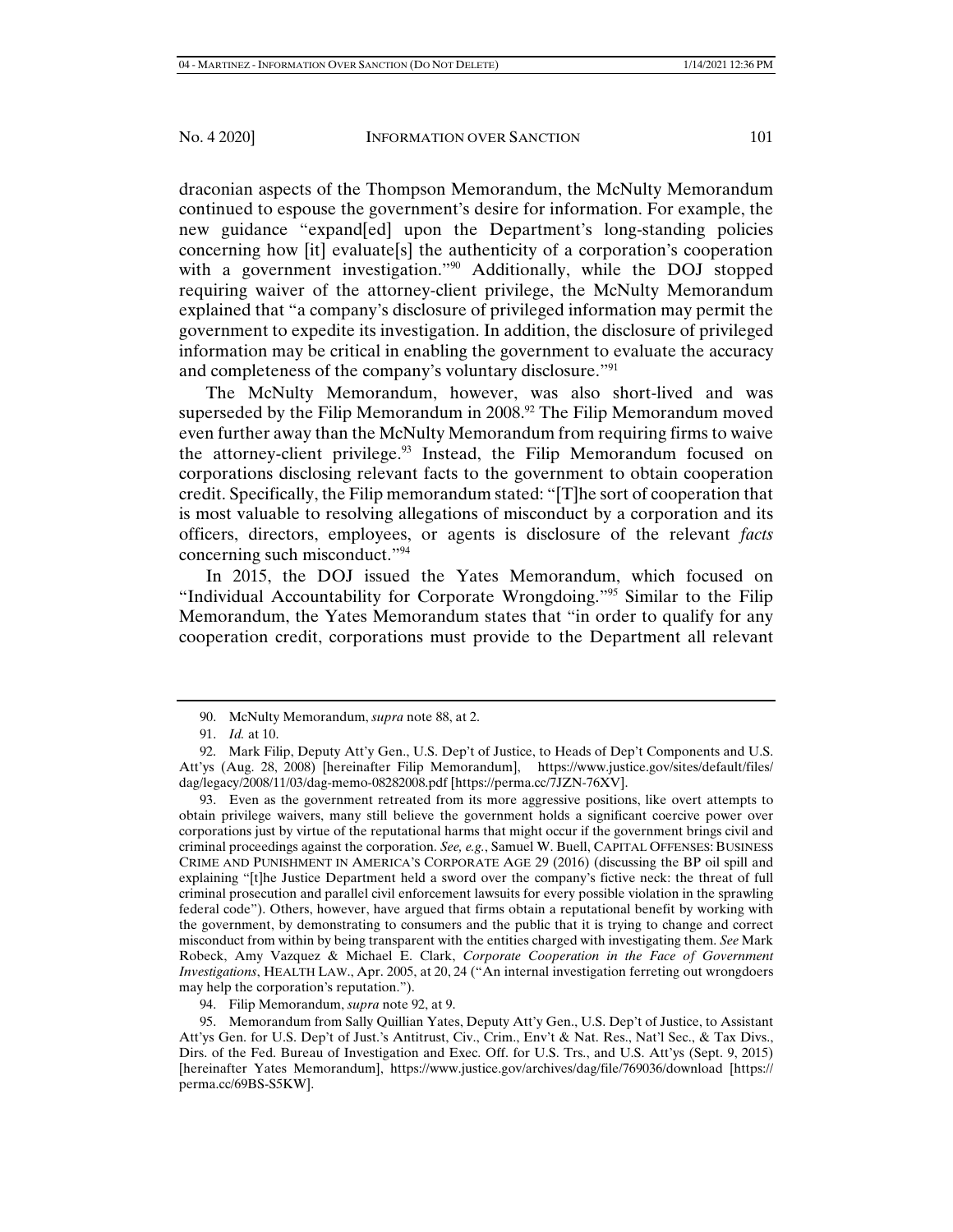draconian aspects of the Thompson Memorandum, the McNulty Memorandum continued to espouse the government's desire for information. For example, the new guidance "expand[ed] upon the Department's long-standing policies concerning how [it] evaluate[s] the authenticity of a corporation's cooperation with a government investigation."[90] Additionally, while the DOJ stopped requiring waiver of the attorney-client privilege, the McNulty Memorandum explained that "a company's disclosure of privileged information may permit the government to expedite its investigation. In addition, the disclosure of privileged information may be critical in enabling the government to evaluate the accuracy and completeness of the company's voluntary disclosure."[91]

The McNulty Memorandum, however, was also short-lived and was superseded by the Filip Memorandum in 2008.[92] The Filip Memorandum moved even further away than the McNulty Memorandum from requiring firms to waive the attorney-client privilege.[93] Instead, the Filip Memorandum focused on corporations disclosing relevant facts to the government to obtain cooperation credit. Specifically, the Filip memorandum stated: "[T]he sort of cooperation that is most valuable to resolving allegations of misconduct by a corporation and its officers, directors, employees, or agents is disclosure of the relevant *facts* concerning such misconduct."[94]

In 2015, the DOJ issued the Yates Memorandum, which focused on "Individual Accountability for Corporate Wrongdoing."[95] Similar to the Filip Memorandum, the Yates Memorandum states that "in order to qualify for any cooperation credit, corporations must provide to the Department all relevant

---

90. McNulty Memorandum, *supra* note 88, at 2.

91. *Id.* at 10.

92. Mark Filip, Deputy Att'y Gen., U.S. Dep't of Justice, to Heads of Dep't Components and U.S. Att'ys (Aug. 28, 2008) [hereinafter Filip Memorandum], https://www.justice.gov/sites/default/files/dag/legacy/2008/11/03/dag-memo-08282008.pdf [https://perma.cc/7JZN-76XV].

93. Even as the government retreated from its more aggressive positions, like overt attempts to obtain privilege waivers, many still believe the government holds a significant coercive power over corporations just by virtue of the reputational harms that might occur if the government brings civil and criminal proceedings against the corporation. *See, e.g.*, Samuel W. Buell, CAPITAL OFFENSES: BUSINESS CRIME AND PUNISHMENT IN AMERICA'S CORPORATE AGE 29 (2016) (discussing the BP oil spill and explaining "[t]he Justice Department held a sword over the company's fictive neck: the threat of full criminal prosecution and parallel civil enforcement lawsuits for every possible violation in the sprawling federal code"). Others, however, have argued that firms obtain a reputational benefit by working with the government, by demonstrating to consumers and the public that it is trying to change and correct misconduct from within by being transparent with the entities charged with investigating them. *See* Mark Robeck, Amy Vazquez & Michael E. Clark, *Corporate Cooperation in the Face of Government Investigations*, HEALTH LAW., Apr. 2005, at 20, 24 ("An internal investigation ferreting out wrongdoers may help the corporation's reputation.").

94. Filip Memorandum, *supra* note 92, at 9.

95. Memorandum from Sally Quillian Yates, Deputy Att'y Gen., U.S. Dep't of Justice, to Assistant Att'ys Gen. for U.S. Dep't of Just.'s Antitrust, Civ., Crim., Env't & Nat. Res., Nat'l Sec., & Tax Divs., Dirs. of the Fed. Bureau of Investigation and Exec. Off. for U.S. Trs., and U.S. Att'ys (Sept. 9, 2015) [hereinafter Yates Memorandum], https://www.justice.gov/archives/dag/file/769036/download [https://perma.cc/69BS-S5KW].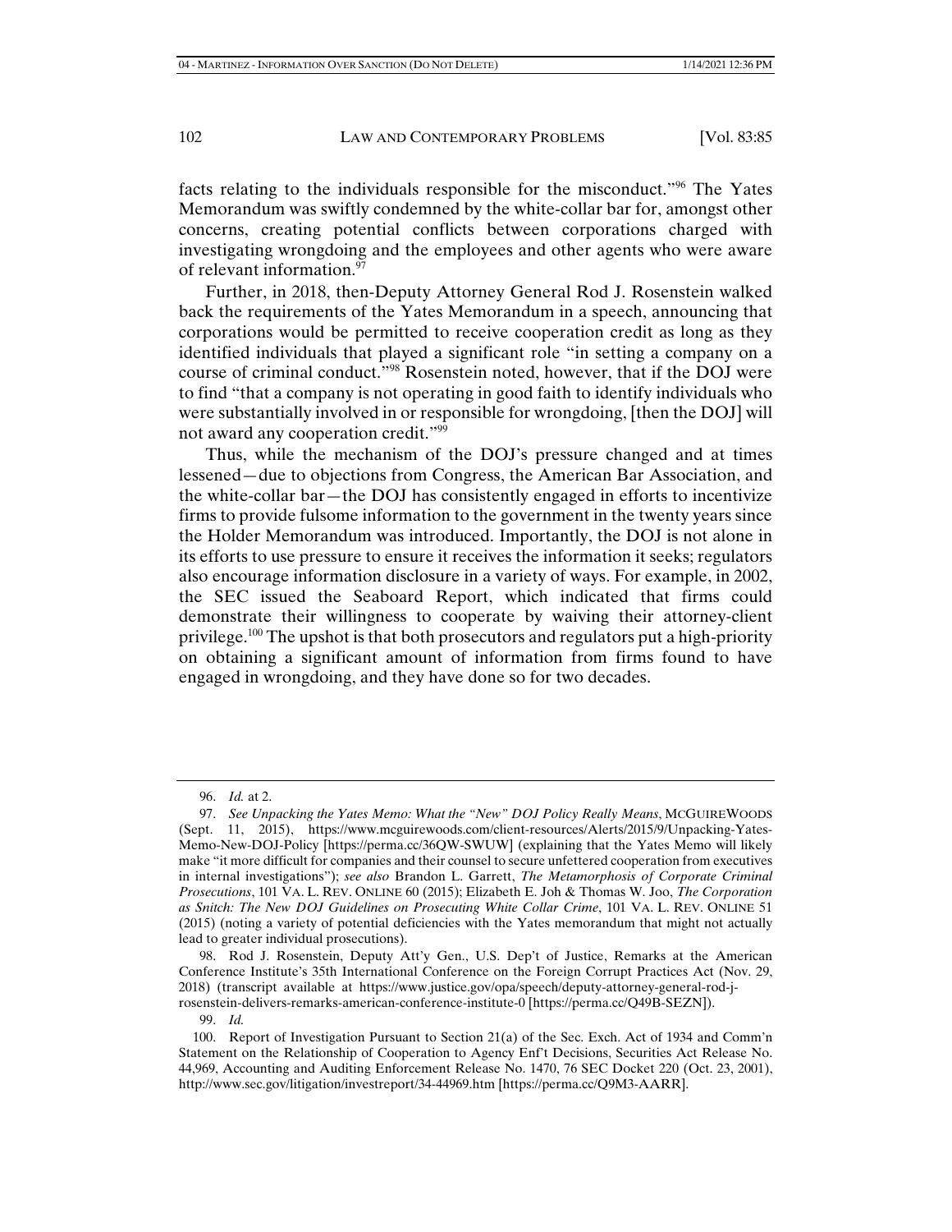facts relating to the individuals responsible for the misconduct."[96] The Yates Memorandum was swiftly condemned by the white-collar bar for, amongst other concerns, creating potential conflicts between corporations charged with investigating wrongdoing and the employees and other agents who were aware of relevant information.[97]

Further, in 2018, then-Deputy Attorney General Rod J. Rosenstein walked back the requirements of the Yates Memorandum in a speech, announcing that corporations would be permitted to receive cooperation credit as long as they identified individuals that played a significant role "in setting a company on a course of criminal conduct."[98] Rosenstein noted, however, that if the DOJ were to find "that a company is not operating in good faith to identify individuals who were substantially involved in or responsible for wrongdoing, [then the DOJ] will not award any cooperation credit."[99]

Thus, while the mechanism of the DOJ's pressure changed and at times lessened—due to objections from Congress, the American Bar Association, and the white-collar bar—the DOJ has consistently engaged in efforts to incentivize firms to provide fulsome information to the government in the twenty years since the Holder Memorandum was introduced. Importantly, the DOJ is not alone in its efforts to use pressure to ensure it receives the information it seeks; regulators also encourage information disclosure in a variety of ways. For example, in 2002, the SEC issued the Seaboard Report, which indicated that firms could demonstrate their willingness to cooperate by waiving their attorney-client privilege.[100] The upshot is that both prosecutors and regulators put a high-priority on obtaining a significant amount of information from firms found to have engaged in wrongdoing, and they have done so for two decades.

---

96. *Id.* at 2.

97. *See Unpacking the Yates Memo: What the "New" DOJ Policy Really Means*, MCGUIREWOODS (Sept. 11, 2015), https://www.mcguirewoods.com/client-resources/Alerts/2015/9/Unpacking-Yates-Memo-New-DOJ-Policy [https://perma.cc/36QW-SWUW] (explaining that the Yates Memo will likely make "it more difficult for companies and their counsel to secure unfettered cooperation from executives in internal investigations"); *see also* Brandon L. Garrett, *The Metamorphosis of Corporate Criminal Prosecutions*, 101 VA. L. REV. ONLINE 60 (2015); Elizabeth E. Joh & Thomas W. Joo, *The Corporation as Snitch: The New DOJ Guidelines on Prosecuting White Collar Crime*, 101 VA. L. REV. ONLINE 51 (2015) (noting a variety of potential deficiencies with the Yates memorandum that might not actually lead to greater individual prosecutions).

98. Rod J. Rosenstein, Deputy Att'y Gen., U.S. Dep't of Justice, Remarks at the American Conference Institute's 35th International Conference on the Foreign Corrupt Practices Act (Nov. 29, 2018) (transcript available at https://www.justice.gov/opa/speech/deputy-attorney-general-rod-j-rosenstein-delivers-remarks-american-conference-institute-0 [https://perma.cc/Q49B-SEZN]).

99. *Id.*

100. Report of Investigation Pursuant to Section 21(a) of the Sec. Exch. Act of 1934 and Comm'n Statement on the Relationship of Cooperation to Agency Enf't Decisions, Securities Act Release No. 44,969, Accounting and Auditing Enforcement Release No. 1470, 76 SEC Docket 220 (Oct. 23, 2001), http://www.sec.gov/litigation/investreport/34-44969.htm [https://perma.cc/Q9M3-AARR].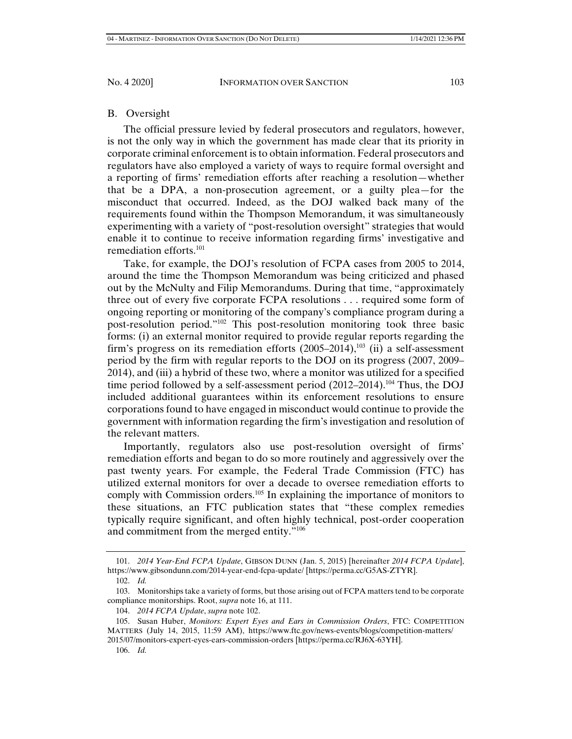## B. Oversight

The official pressure levied by federal prosecutors and regulators, however, is not the only way in which the government has made clear that its priority in corporate criminal enforcement is to obtain information. Federal prosecutors and regulators have also employed a variety of ways to require formal oversight and a reporting of firms' remediation efforts after reaching a resolution—whether that be a DPA, a non-prosecution agreement, or a guilty plea—for the misconduct that occurred. Indeed, as the DOJ walked back many of the requirements found within the Thompson Memorandum, it was simultaneously experimenting with a variety of "post-resolution oversight" strategies that would enable it to continue to receive information regarding firms' investigative and remediation efforts.[101]

Take, for example, the DOJ's resolution of FCPA cases from 2005 to 2014, around the time the Thompson Memorandum was being criticized and phased out by the McNulty and Filip Memorandums. During that time, "approximately three out of every five corporate FCPA resolutions . . . required some form of ongoing reporting or monitoring of the company's compliance program during a post-resolution period."[102] This post-resolution monitoring took three basic forms: (i) an external monitor required to provide regular reports regarding the firm's progress on its remediation efforts (2005–2014),[103] (ii) a self-assessment period by the firm with regular reports to the DOJ on its progress (2007, 2009–2014), and (iii) a hybrid of these two, where a monitor was utilized for a specified time period followed by a self-assessment period (2012–2014).[104] Thus, the DOJ included additional guarantees within its enforcement resolutions to ensure corporations found to have engaged in misconduct would continue to provide the government with information regarding the firm's investigation and resolution of the relevant matters.

Importantly, regulators also use post-resolution oversight of firms' remediation efforts and began to do so more routinely and aggressively over the past twenty years. For example, the Federal Trade Commission (FTC) has utilized external monitors for over a decade to oversee remediation efforts to comply with Commission orders.[105] In explaining the importance of monitors to these situations, an FTC publication states that "these complex remedies typically require significant, and often highly technical, post-order cooperation and commitment from the merged entity."[106]

---

101. *2014 Year-End FCPA Update*, GIBSON DUNN (Jan. 5, 2015) [hereinafter *2014 FCPA Update*], https://www.gibsondunn.com/2014-year-end-fcpa-update/ [https://perma.cc/G5AS-ZTYR].

102. *Id.*

103. Monitorships take a variety of forms, but those arising out of FCPA matters tend to be corporate compliance monitorships. Root, *supra* note 16, at 111.

104. *2014 FCPA Update*, *supra* note 102.

105. Susan Huber, *Monitors: Expert Eyes and Ears in Commission Orders*, FTC: COMPETITION MATTERS (July 14, 2015, 11:59 AM), https://www.ftc.gov/news-events/blogs/competition-matters/2015/07/monitors-expert-eyes-ears-commission-orders [https://perma.cc/RJ6X-63YH].

106. *Id.*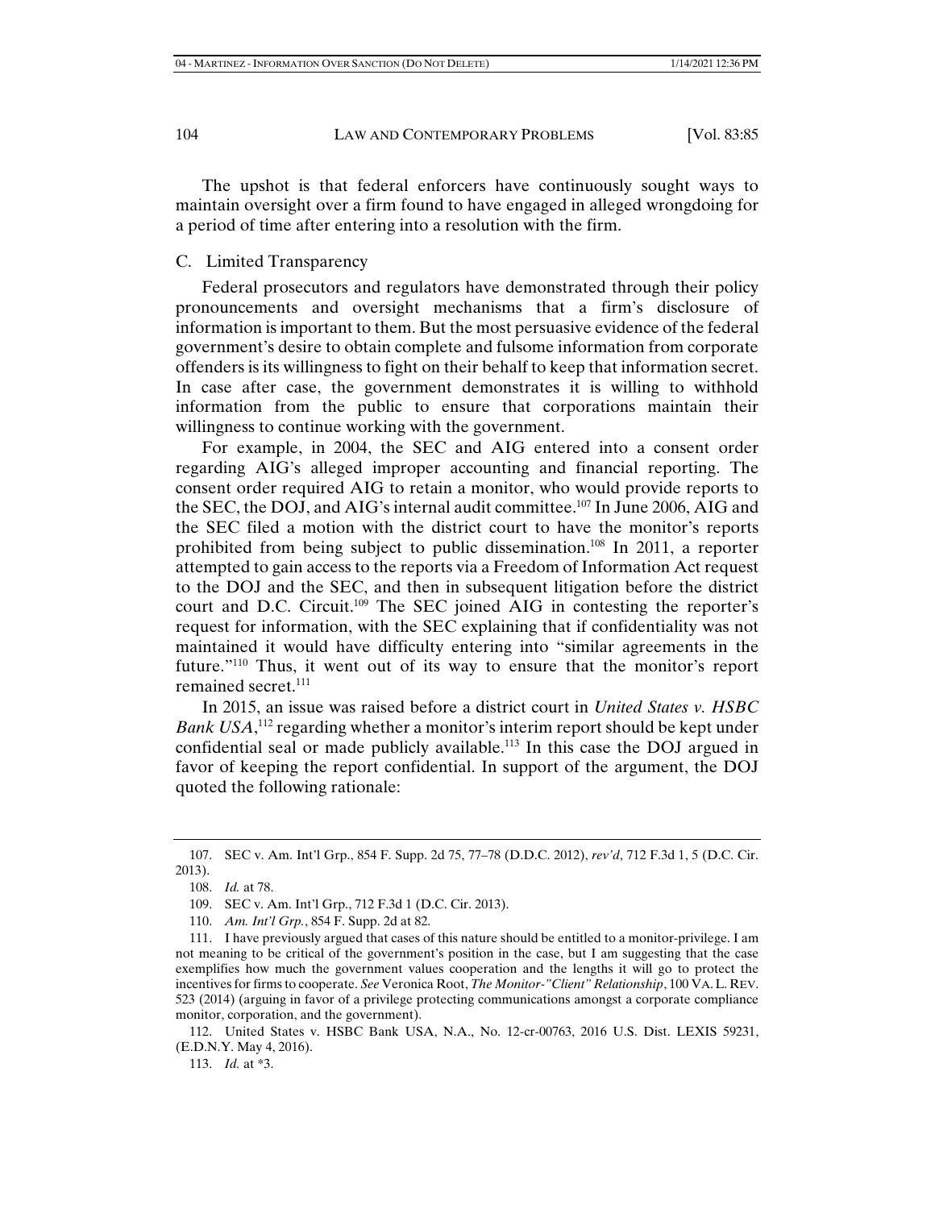The upshot is that federal enforcers have continuously sought ways to maintain oversight over a firm found to have engaged in alleged wrongdoing for a period of time after entering into a resolution with the firm.

### C. Limited Transparency

Federal prosecutors and regulators have demonstrated through their policy pronouncements and oversight mechanisms that a firm's disclosure of information is important to them. But the most persuasive evidence of the federal government's desire to obtain complete and fulsome information from corporate offenders is its willingness to fight on their behalf to keep that information secret. In case after case, the government demonstrates it is willing to withhold information from the public to ensure that corporations maintain their willingness to continue working with the government.

For example, in 2004, the SEC and AIG entered into a consent order regarding AIG's alleged improper accounting and financial reporting. The consent order required AIG to retain a monitor, who would provide reports to the SEC, the DOJ, and AIG's internal audit committee.[107] In June 2006, AIG and the SEC filed a motion with the district court to have the monitor's reports prohibited from being subject to public dissemination.[108] In 2011, a reporter attempted to gain access to the reports via a Freedom of Information Act request to the DOJ and the SEC, and then in subsequent litigation before the district court and D.C. Circuit.[109] The SEC joined AIG in contesting the reporter's request for information, with the SEC explaining that if confidentiality was not maintained it would have difficulty entering into "similar agreements in the future."[110] Thus, it went out of its way to ensure that the monitor's report remained secret.[111]

In 2015, an issue was raised before a district court in *United States v. HSBC Bank USA*,[112] regarding whether a monitor's interim report should be kept under confidential seal or made publicly available.[113] In this case the DOJ argued in favor of keeping the report confidential. In support of the argument, the DOJ quoted the following rationale:

---

107. SEC v. Am. Int'l Grp., 854 F. Supp. 2d 75, 77–78 (D.D.C. 2012), *rev'd*, 712 F.3d 1, 5 (D.C. Cir. 2013).

108. *Id.* at 78.

109. SEC v. Am. Int'l Grp., 712 F.3d 1 (D.C. Cir. 2013).

110. *Am. Int'l Grp.*, 854 F. Supp. 2d at 82.

111. I have previously argued that cases of this nature should be entitled to a monitor-privilege. I am not meaning to be critical of the government's position in the case, but I am suggesting that the case exemplifies how much the government values cooperation and the lengths it will go to protect the incentives for firms to cooperate. *See* Veronica Root, *The Monitor-"Client" Relationship*, 100 VA. L. REV. 523 (2014) (arguing in favor of a privilege protecting communications amongst a corporate compliance monitor, corporation, and the government).

112. United States v. HSBC Bank USA, N.A., No. 12-cr-00763, 2016 U.S. Dist. LEXIS 59231, (E.D.N.Y. May 4, 2016).

113. *Id.* at *3.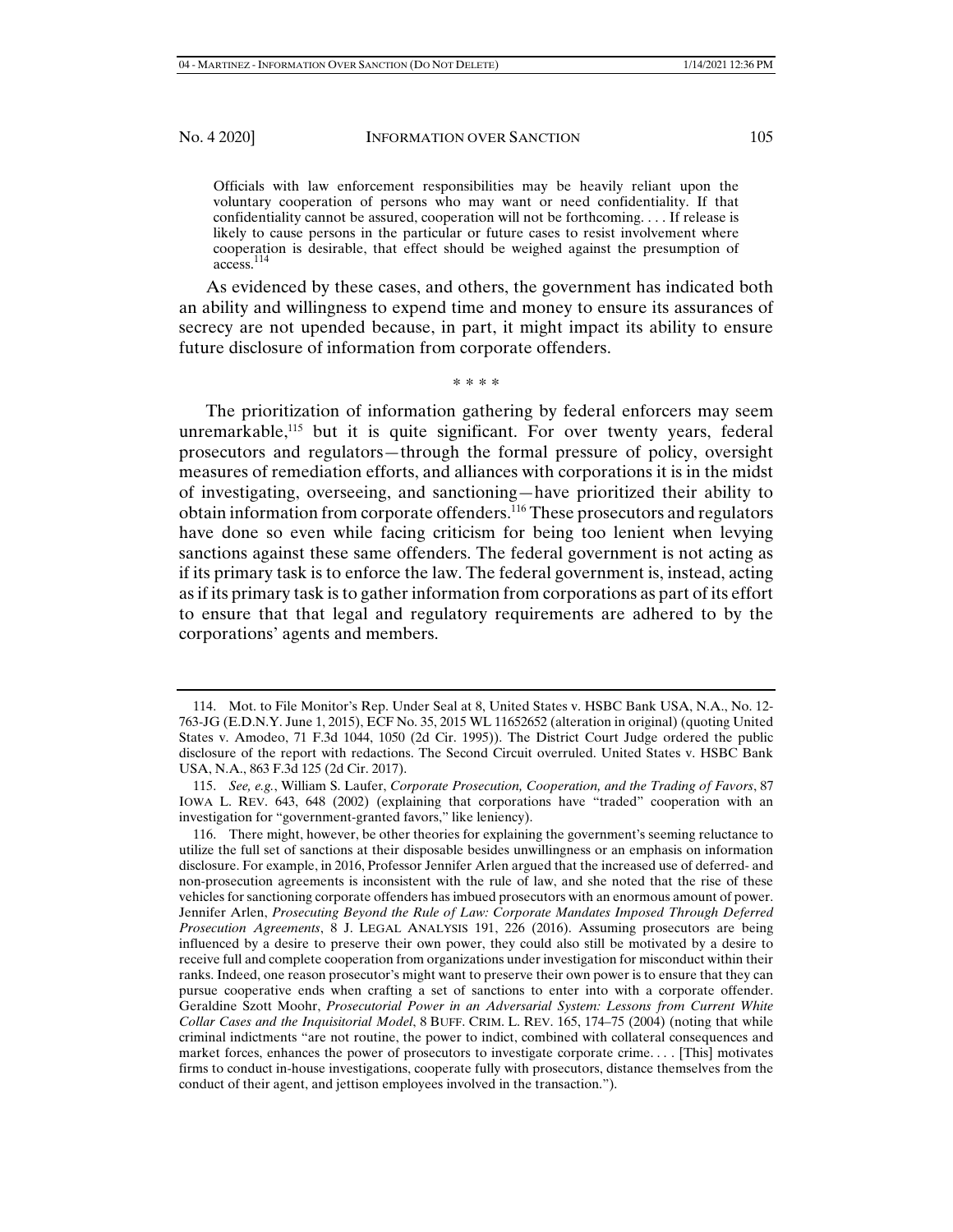> Officials with law enforcement responsibilities may be heavily reliant upon the voluntary cooperation of persons who may want or need confidentiality. If that confidentiality cannot be assured, cooperation will not be forthcoming. . . . If release is likely to cause persons in the particular or future cases to resist involvement where cooperation is desirable, that effect should be weighed against the presumption of access.[114]

As evidenced by these cases, and others, the government has indicated both an ability and willingness to expend time and money to ensure its assurances of secrecy are not upended because, in part, it might impact its ability to ensure future disclosure of information from corporate offenders.

\* \* \* \*

The prioritization of information gathering by federal enforcers may seem unremarkable,[115] but it is quite significant. For over twenty years, federal prosecutors and regulators—through the formal pressure of policy, oversight measures of remediation efforts, and alliances with corporations it is in the midst of investigating, overseeing, and sanctioning—have prioritized their ability to obtain information from corporate offenders.[116] These prosecutors and regulators have done so even while facing criticism for being too lenient when levying sanctions against these same offenders. The federal government is not acting as if its primary task is to enforce the law. The federal government is, instead, acting as if its primary task is to gather information from corporations as part of its effort to ensure that that legal and regulatory requirements are adhered to by the corporations' agents and members.

---

114. Mot. to File Monitor's Rep. Under Seal at 8, United States v. HSBC Bank USA, N.A., No. 12-763-JG (E.D.N.Y. June 1, 2015), ECF No. 35, 2015 WL 11652652 (alteration in original) (quoting United States v. Amodeo, 71 F.3d 1044, 1050 (2d Cir. 1995)). The District Court Judge ordered the public disclosure of the report with redactions. The Second Circuit overruled. United States v. HSBC Bank USA, N.A., 863 F.3d 125 (2d Cir. 2017).

115. *See, e.g.*, William S. Laufer, *Corporate Prosecution, Cooperation, and the Trading of Favors*, 87 IOWA L. REV. 643, 648 (2002) (explaining that corporations have "traded" cooperation with an investigation for "government-granted favors," like leniency).

116. There might, however, be other theories for explaining the government's seeming reluctance to utilize the full set of sanctions at their disposable besides unwillingness or an emphasis on information disclosure. For example, in 2016, Professor Jennifer Arlen argued that the increased use of deferred- and non-prosecution agreements is inconsistent with the rule of law, and she noted that the rise of these vehicles for sanctioning corporate offenders has imbued prosecutors with an enormous amount of power. Jennifer Arlen, *Prosecuting Beyond the Rule of Law: Corporate Mandates Imposed Through Deferred Prosecution Agreements*, 8 J. LEGAL ANALYSIS 191, 226 (2016). Assuming prosecutors are being influenced by a desire to preserve their own power, they could also still be motivated by a desire to receive full and complete cooperation from organizations under investigation for misconduct within their ranks. Indeed, one reason prosecutor's might want to preserve their own power is to ensure that they can pursue cooperative ends when crafting a set of sanctions to enter into with a corporate offender. Geraldine Szott Moohr, *Prosecutorial Power in an Adversarial System: Lessons from Current White Collar Cases and the Inquisitorial Model*, 8 BUFF. CRIM. L. REV. 165, 174–75 (2004) (noting that while criminal indictments "are not routine, the power to indict, combined with collateral consequences and market forces, enhances the power of prosecutors to investigate corporate crime. . . . [This] motivates firms to conduct in-house investigations, cooperate fully with prosecutors, distance themselves from the conduct of their agent, and jettison employees involved in the transaction.").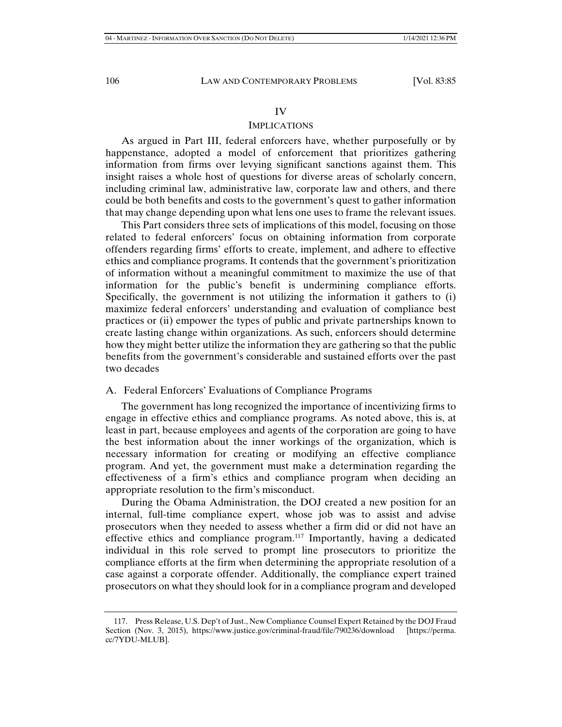# IV

## IMPLICATIONS

As argued in Part III, federal enforcers have, whether purposefully or by happenstance, adopted a model of enforcement that prioritizes gathering information from firms over levying significant sanctions against them. This insight raises a whole host of questions for diverse areas of scholarly concern, including criminal law, administrative law, corporate law and others, and there could be both benefits and costs to the government's quest to gather information that may change depending upon what lens one uses to frame the relevant issues.

This Part considers three sets of implications of this model, focusing on those related to federal enforcers' focus on obtaining information from corporate offenders regarding firms' efforts to create, implement, and adhere to effective ethics and compliance programs. It contends that the government's prioritization of information without a meaningful commitment to maximize the use of that information for the public's benefit is undermining compliance efforts. Specifically, the government is not utilizing the information it gathers to (i) maximize federal enforcers' understanding and evaluation of compliance best practices or (ii) empower the types of public and private partnerships known to create lasting change within organizations. As such, enforcers should determine how they might better utilize the information they are gathering so that the public benefits from the government's considerable and sustained efforts over the past two decades

### A. Federal Enforcers' Evaluations of Compliance Programs

The government has long recognized the importance of incentivizing firms to engage in effective ethics and compliance programs. As noted above, this is, at least in part, because employees and agents of the corporation are going to have the best information about the inner workings of the organization, which is necessary information for creating or modifying an effective compliance program. And yet, the government must make a determination regarding the effectiveness of a firm's ethics and compliance program when deciding an appropriate resolution to the firm's misconduct.

During the Obama Administration, the DOJ created a new position for an internal, full-time compliance expert, whose job was to assist and advise prosecutors when they needed to assess whether a firm did or did not have an effective ethics and compliance program.[117] Importantly, having a dedicated individual in this role served to prompt line prosecutors to prioritize the compliance efforts at the firm when determining the appropriate resolution of a case against a corporate offender. Additionally, the compliance expert trained prosecutors on what they should look for in a compliance program and developed

---

117. Press Release, U.S. Dep't of Just., New Compliance Counsel Expert Retained by the DOJ Fraud Section (Nov. 3, 2015), https://www.justice.gov/criminal-fraud/file/790236/download [https://perma.cc/7YDU-MLUB].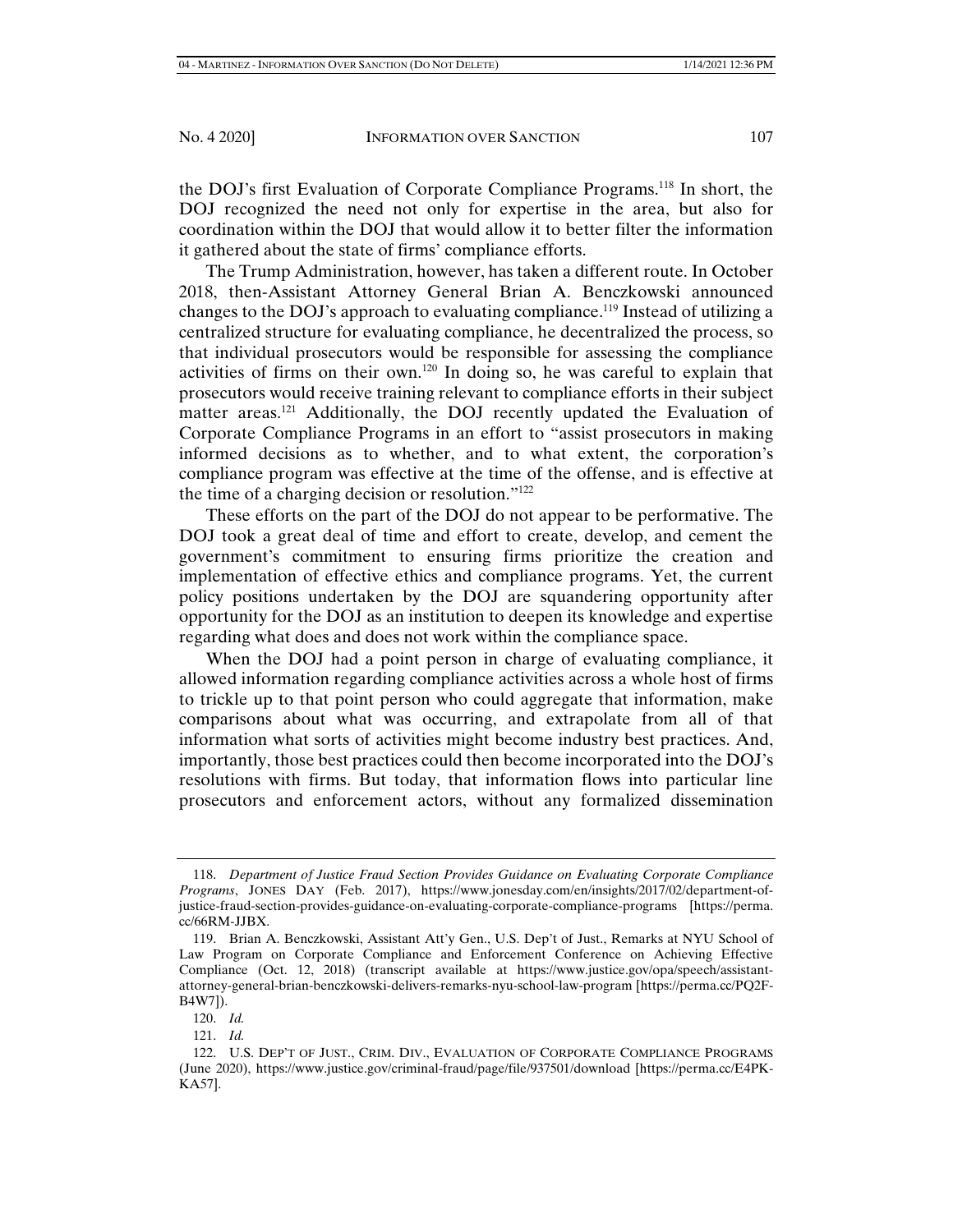the DOJ's first Evaluation of Corporate Compliance Programs.[118] In short, the DOJ recognized the need not only for expertise in the area, but also for coordination within the DOJ that would allow it to better filter the information it gathered about the state of firms' compliance efforts.

The Trump Administration, however, has taken a different route. In October 2018, then-Assistant Attorney General Brian A. Benczkowski announced changes to the DOJ's approach to evaluating compliance.[119] Instead of utilizing a centralized structure for evaluating compliance, he decentralized the process, so that individual prosecutors would be responsible for assessing the compliance activities of firms on their own.[120] In doing so, he was careful to explain that prosecutors would receive training relevant to compliance efforts in their subject matter areas.[121] Additionally, the DOJ recently updated the Evaluation of Corporate Compliance Programs in an effort to "assist prosecutors in making informed decisions as to whether, and to what extent, the corporation's compliance program was effective at the time of the offense, and is effective at the time of a charging decision or resolution."[122]

These efforts on the part of the DOJ do not appear to be performative. The DOJ took a great deal of time and effort to create, develop, and cement the government's commitment to ensuring firms prioritize the creation and implementation of effective ethics and compliance programs. Yet, the current policy positions undertaken by the DOJ are squandering opportunity after opportunity for the DOJ as an institution to deepen its knowledge and expertise regarding what does and does not work within the compliance space.

When the DOJ had a point person in charge of evaluating compliance, it allowed information regarding compliance activities across a whole host of firms to trickle up to that point person who could aggregate that information, make comparisons about what was occurring, and extrapolate from all of that information what sorts of activities might become industry best practices. And, importantly, those best practices could then become incorporated into the DOJ's resolutions with firms. But today, that information flows into particular line prosecutors and enforcement actors, without any formalized dissemination

---

118. *Department of Justice Fraud Section Provides Guidance on Evaluating Corporate Compliance Programs*, JONES DAY (Feb. 2017), https://www.jonesday.com/en/insights/2017/02/department-of-justice-fraud-section-provides-guidance-on-evaluating-corporate-compliance-programs [https://perma.cc/66RM-JJBX.

119. Brian A. Benczkowski, Assistant Att'y Gen., U.S. Dep't of Just., Remarks at NYU School of Law Program on Corporate Compliance and Enforcement Conference on Achieving Effective Compliance (Oct. 12, 2018) (transcript available at https://www.justice.gov/opa/speech/assistant-attorney-general-brian-benczkowski-delivers-remarks-nyu-school-law-program [https://perma.cc/PQ2F-B4W7]).

120. *Id.*

121. *Id.*

122. U.S. DEP'T OF JUST., CRIM. DIV., EVALUATION OF CORPORATE COMPLIANCE PROGRAMS (June 2020), https://www.justice.gov/criminal-fraud/page/file/937501/download [https://perma.cc/E4PK-KA57].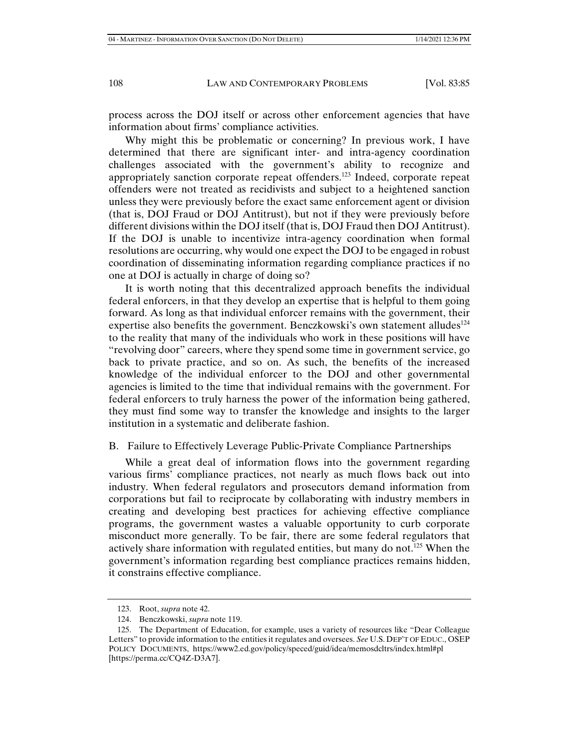process across the DOJ itself or across other enforcement agencies that have information about firms' compliance activities.

Why might this be problematic or concerning? In previous work, I have determined that there are significant inter- and intra-agency coordination challenges associated with the government's ability to recognize and appropriately sanction corporate repeat offenders.[123] Indeed, corporate repeat offenders were not treated as recidivists and subject to a heightened sanction unless they were previously before the exact same enforcement agent or division (that is, DOJ Fraud or DOJ Antitrust), but not if they were previously before different divisions within the DOJ itself (that is, DOJ Fraud then DOJ Antitrust). If the DOJ is unable to incentivize intra-agency coordination when formal resolutions are occurring, why would one expect the DOJ to be engaged in robust coordination of disseminating information regarding compliance practices if no one at DOJ is actually in charge of doing so?

It is worth noting that this decentralized approach benefits the individual federal enforcers, in that they develop an expertise that is helpful to them going forward. As long as that individual enforcer remains with the government, their expertise also benefits the government. Benczkowski's own statement alludes[124] to the reality that many of the individuals who work in these positions will have "revolving door" careers, where they spend some time in government service, go back to private practice, and so on. As such, the benefits of the increased knowledge of the individual enforcer to the DOJ and other governmental agencies is limited to the time that individual remains with the government. For federal enforcers to truly harness the power of the information being gathered, they must find some way to transfer the knowledge and insights to the larger institution in a systematic and deliberate fashion.

## B. Failure to Effectively Leverage Public-Private Compliance Partnerships

While a great deal of information flows into the government regarding various firms' compliance practices, not nearly as much flows back out into industry. When federal regulators and prosecutors demand information from corporations but fail to reciprocate by collaborating with industry members in creating and developing best practices for achieving effective compliance programs, the government wastes a valuable opportunity to curb corporate misconduct more generally. To be fair, there are some federal regulators that actively share information with regulated entities, but many do not.[125] When the government's information regarding best compliance practices remains hidden, it constrains effective compliance.

---

123. Root, *supra* note 42.

124. Benczkowski, *supra* note 119.

125. The Department of Education, for example, uses a variety of resources like "Dear Colleague Letters" to provide information to the entities it regulates and oversees. *See* U.S. DEP'T OF EDUC., OSEP POLICY DOCUMENTS, https://www2.ed.gov/policy/speced/guid/idea/memosdcltrs/index.html#pl [https://perma.cc/CQ4Z-D3A7].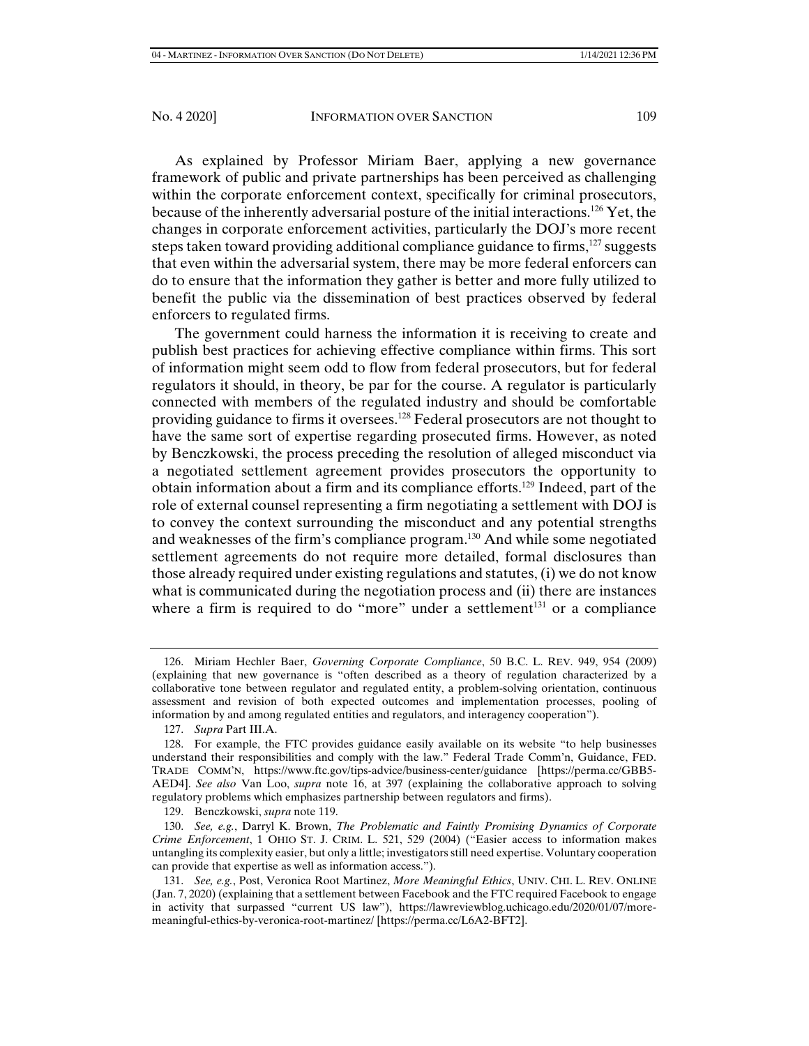As explained by Professor Miriam Baer, applying a new governance framework of public and private partnerships has been perceived as challenging within the corporate enforcement context, specifically for criminal prosecutors, because of the inherently adversarial posture of the initial interactions.[126] Yet, the changes in corporate enforcement activities, particularly the DOJ's more recent steps taken toward providing additional compliance guidance to firms,[127] suggests that even within the adversarial system, there may be more federal enforcers can do to ensure that the information they gather is better and more fully utilized to benefit the public via the dissemination of best practices observed by federal enforcers to regulated firms.

The government could harness the information it is receiving to create and publish best practices for achieving effective compliance within firms. This sort of information might seem odd to flow from federal prosecutors, but for federal regulators it should, in theory, be par for the course. A regulator is particularly connected with members of the regulated industry and should be comfortable providing guidance to firms it oversees.[128] Federal prosecutors are not thought to have the same sort of expertise regarding prosecuted firms. However, as noted by Benczkowski, the process preceding the resolution of alleged misconduct via a negotiated settlement agreement provides prosecutors the opportunity to obtain information about a firm and its compliance efforts.[129] Indeed, part of the role of external counsel representing a firm negotiating a settlement with DOJ is to convey the context surrounding the misconduct and any potential strengths and weaknesses of the firm's compliance program.[130] And while some negotiated settlement agreements do not require more detailed, formal disclosures than those already required under existing regulations and statutes, (i) we do not know what is communicated during the negotiation process and (ii) there are instances where a firm is required to do "more" under a settlement[131] or a compliance

---

126. Miriam Hechler Baer, *Governing Corporate Compliance*, 50 B.C. L. REV. 949, 954 (2009) (explaining that new governance is "often described as a theory of regulation characterized by a collaborative tone between regulator and regulated entity, a problem-solving orientation, continuous assessment and revision of both expected outcomes and implementation processes, pooling of information by and among regulated entities and regulators, and interagency cooperation").

127. *Supra* Part III.A.

128. For example, the FTC provides guidance easily available on its website "to help businesses understand their responsibilities and comply with the law." Federal Trade Comm'n, Guidance, FED. TRADE COMM'N, https://www.ftc.gov/tips-advice/business-center/guidance [https://perma.cc/GBB5-AED4]. *See also* Van Loo, *supra* note 16, at 397 (explaining the collaborative approach to solving regulatory problems which emphasizes partnership between regulators and firms).

129. Benczkowski, *supra* note 119.

130. *See, e.g.*, Darryl K. Brown, *The Problematic and Faintly Promising Dynamics of Corporate Crime Enforcement*, 1 OHIO ST. J. CRIM. L. 521, 529 (2004) ("Easier access to information makes untangling its complexity easier, but only a little; investigators still need expertise. Voluntary cooperation can provide that expertise as well as information access.").

131. *See, e.g.*, Post, Veronica Root Martinez, *More Meaningful Ethics*, UNIV. CHI. L. REV. ONLINE (Jan. 7, 2020) (explaining that a settlement between Facebook and the FTC required Facebook to engage in activity that surpassed "current US law"), https://lawreviewblog.uchicago.edu/2020/01/07/more-meaningful-ethics-by-veronica-root-martinez/ [https://perma.cc/L6A2-BFT2].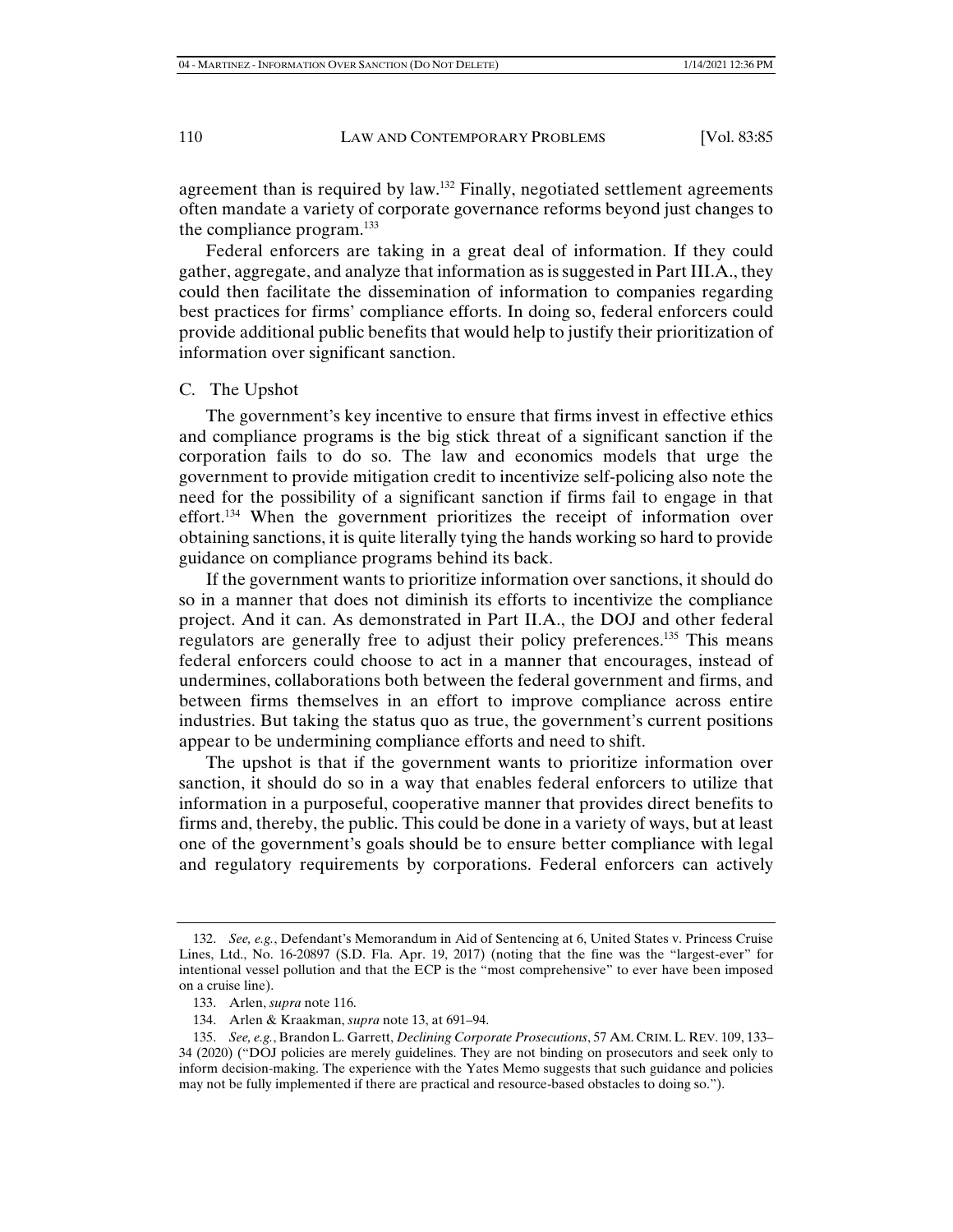agreement than is required by law.[132] Finally, negotiated settlement agreements often mandate a variety of corporate governance reforms beyond just changes to the compliance program.[133]

Federal enforcers are taking in a great deal of information. If they could gather, aggregate, and analyze that information as is suggested in Part III.A., they could then facilitate the dissemination of information to companies regarding best practices for firms' compliance efforts. In doing so, federal enforcers could provide additional public benefits that would help to justify their prioritization of information over significant sanction.

### C. The Upshot

The government's key incentive to ensure that firms invest in effective ethics and compliance programs is the big stick threat of a significant sanction if the corporation fails to do so. The law and economics models that urge the government to provide mitigation credit to incentivize self-policing also note the need for the possibility of a significant sanction if firms fail to engage in that effort.[134] When the government prioritizes the receipt of information over obtaining sanctions, it is quite literally tying the hands working so hard to provide guidance on compliance programs behind its back.

If the government wants to prioritize information over sanctions, it should do so in a manner that does not diminish its efforts to incentivize the compliance project. And it can. As demonstrated in Part II.A., the DOJ and other federal regulators are generally free to adjust their policy preferences.[135] This means federal enforcers could choose to act in a manner that encourages, instead of undermines, collaborations both between the federal government and firms, and between firms themselves in an effort to improve compliance across entire industries. But taking the status quo as true, the government's current positions appear to be undermining compliance efforts and need to shift.

The upshot is that if the government wants to prioritize information over sanction, it should do so in a way that enables federal enforcers to utilize that information in a purposeful, cooperative manner that provides direct benefits to firms and, thereby, the public. This could be done in a variety of ways, but at least one of the government's goals should be to ensure better compliance with legal and regulatory requirements by corporations. Federal enforcers can actively

---

132. *See, e.g.*, Defendant's Memorandum in Aid of Sentencing at 6, United States v. Princess Cruise Lines, Ltd., No. 16-20897 (S.D. Fla. Apr. 19, 2017) (noting that the fine was the "largest-ever" for intentional vessel pollution and that the ECP is the "most comprehensive" to ever have been imposed on a cruise line).

133. Arlen, *supra* note 116.

134. Arlen & Kraakman, *supra* note 13, at 691–94.

135. *See, e.g.*, Brandon L. Garrett, *Declining Corporate Prosecutions*, 57 AM. CRIM. L. REV. 109, 133–34 (2020) ("DOJ policies are merely guidelines. They are not binding on prosecutors and seek only to inform decision-making. The experience with the Yates Memo suggests that such guidance and policies may not be fully implemented if there are practical and resource-based obstacles to doing so.").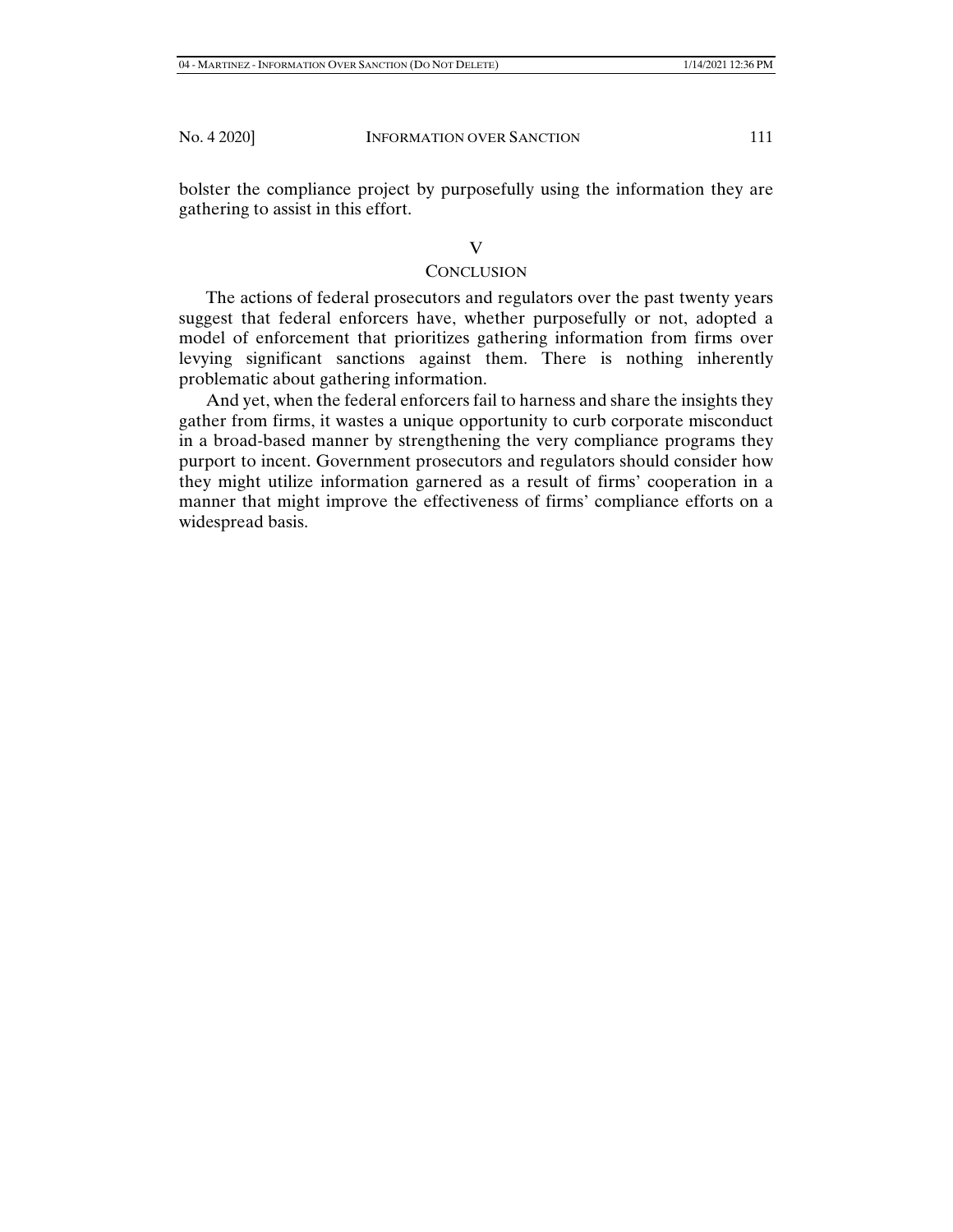bolster the compliance project by purposefully using the information they are gathering to assist in this effort.

## V

## CONCLUSION

The actions of federal prosecutors and regulators over the past twenty years suggest that federal enforcers have, whether purposefully or not, adopted a model of enforcement that prioritizes gathering information from firms over levying significant sanctions against them. There is nothing inherently problematic about gathering information.

And yet, when the federal enforcers fail to harness and share the insights they gather from firms, it wastes a unique opportunity to curb corporate misconduct in a broad-based manner by strengthening the very compliance programs they purport to incent. Government prosecutors and regulators should consider how they might utilize information garnered as a result of firms' cooperation in a manner that might improve the effectiveness of firms' compliance efforts on a widespread basis.